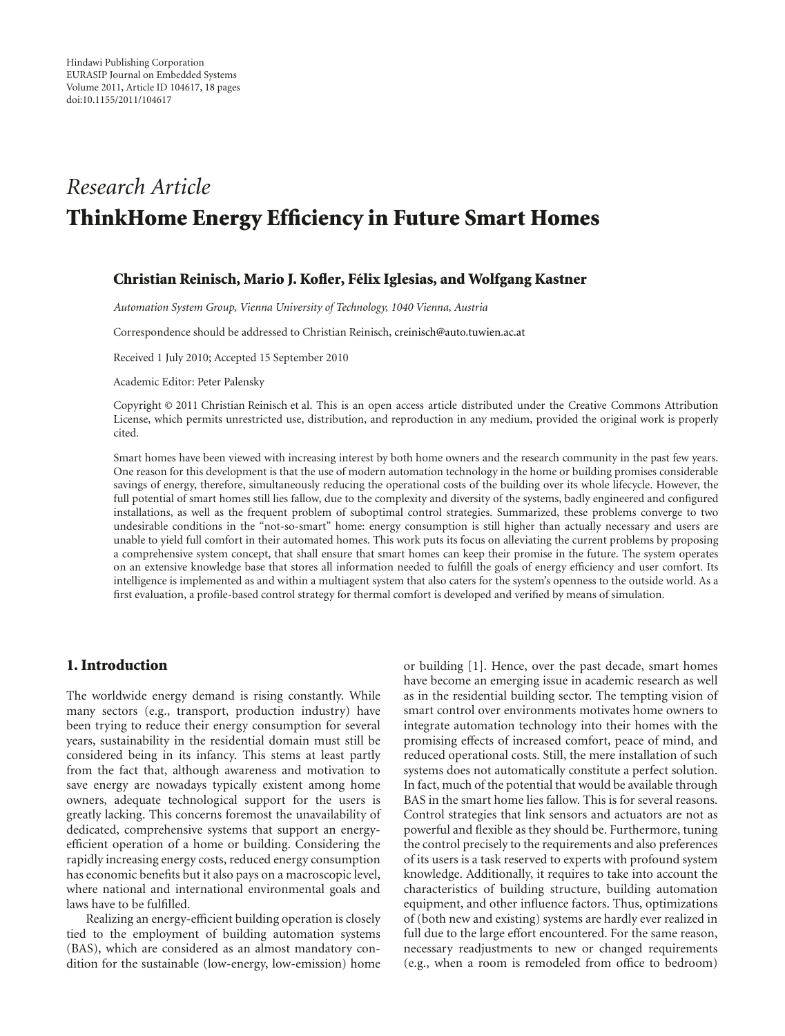Hindawi Publishing Corporation
EURASIP Journal on Embedded Systems
Volume 2011, Article ID 104617, 18 pages
doi:10.1155/2011/104617

*Research Article*

# ThinkHome Energy Efficiency in Future Smart Homes

**Christian Reinisch, Mario J. Kofler, Félix Iglesias, and Wolfgang Kastner**

*Automation System Group, Vienna University of Technology, 1040 Vienna, Austria*

Correspondence should be addressed to Christian Reinisch, creinisch@auto.tuwien.ac.at

Received 1 July 2010; Accepted 15 September 2010

Academic Editor: Peter Palensky

Copyright © 2011 Christian Reinisch et al. This is an open access article distributed under the Creative Commons Attribution License, which permits unrestricted use, distribution, and reproduction in any medium, provided the original work is properly cited.

Smart homes have been viewed with increasing interest by both home owners and the research community in the past few years. One reason for this development is that the use of modern automation technology in the home or building promises considerable savings of energy, therefore, simultaneously reducing the operational costs of the building over its whole lifecycle. However, the full potential of smart homes still lies fallow, due to the complexity and diversity of the systems, badly engineered and configured installations, as well as the frequent problem of suboptimal control strategies. Summarized, these problems converge to two undesirable conditions in the "not-so-smart" home: energy consumption is still higher than actually necessary and users are unable to yield full comfort in their automated homes. This work puts its focus on alleviating the current problems by proposing a comprehensive system concept, that shall ensure that smart homes can keep their promise in the future. The system operates on an extensive knowledge base that stores all information needed to fulfill the goals of energy efficiency and user comfort. Its intelligence is implemented as and within a multiagent system that also caters for the system's openness to the outside world. As a first evaluation, a profile-based control strategy for thermal comfort is developed and verified by means of simulation.

## 1. Introduction

The worldwide energy demand is rising constantly. While many sectors (e.g., transport, production industry) have been trying to reduce their energy consumption for several years, sustainability in the residential domain must still be considered being in its infancy. This stems at least partly from the fact that, although awareness and motivation to save energy are nowadays typically existent among home owners, adequate technological support for the users is greatly lacking. This concerns foremost the unavailability of dedicated, comprehensive systems that support an energy-efficient operation of a home or building. Considering the rapidly increasing energy costs, reduced energy consumption has economic benefits but it also pays on a macroscopic level, where national and international environmental goals and laws have to be fulfilled.

Realizing an energy-efficient building operation is closely tied to the employment of building automation systems (BAS), which are considered as an almost mandatory condition for the sustainable (low-energy, low-emission) home or building [1]. Hence, over the past decade, smart homes have become an emerging issue in academic research as well as in the residential building sector. The tempting vision of smart control over environments motivates home owners to integrate automation technology into their homes with the promising effects of increased comfort, peace of mind, and reduced operational costs. Still, the mere installation of such systems does not automatically constitute a perfect solution. In fact, much of the potential that would be available through BAS in the smart home lies fallow. This is for several reasons. Control strategies that link sensors and actuators are not as powerful and flexible as they should be. Furthermore, tuning the control precisely to the requirements and also preferences of its users is a task reserved to experts with profound system knowledge. Additionally, it requires to take into account the characteristics of building structure, building automation equipment, and other influence factors. Thus, optimizations of (both new and existing) systems are hardly ever realized in full due to the large effort encountered. For the same reason, necessary readjustments to new or changed requirements (e.g., when a room is remodeled from office to bedroom)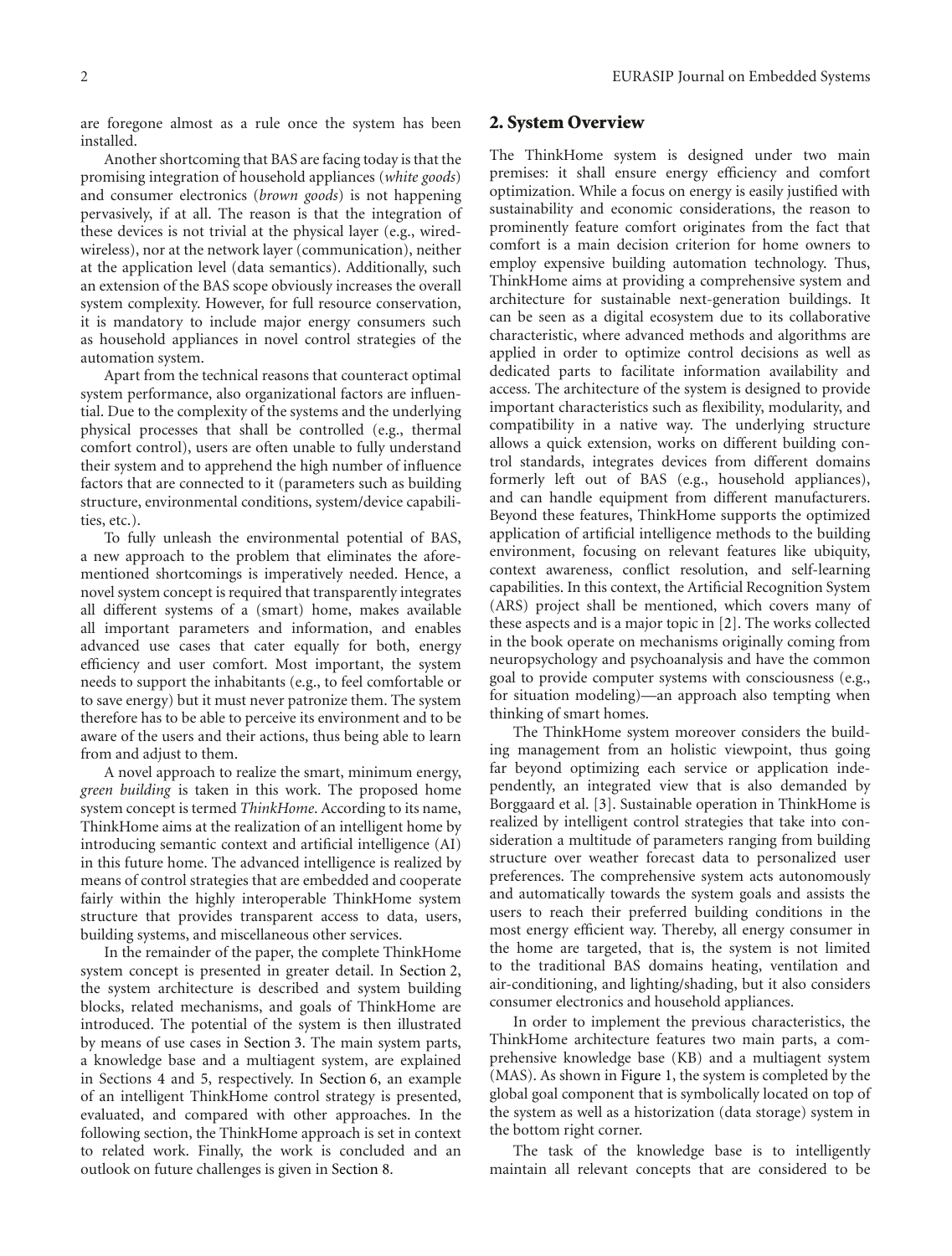are foregone almost as a rule once the system has been installed.

Another shortcoming that BAS are facing today is that the promising integration of household appliances (*white goods*) and consumer electronics (*brown goods*) is not happening pervasively, if at all. The reason is that the integration of these devices is not trivial at the physical layer (e.g., wired-wireless), nor at the network layer (communication), neither at the application level (data semantics). Additionally, such an extension of the BAS scope obviously increases the overall system complexity. However, for full resource conservation, it is mandatory to include major energy consumers such as household appliances in novel control strategies of the automation system.

Apart from the technical reasons that counteract optimal system performance, also organizational factors are influential. Due to the complexity of the systems and the underlying physical processes that shall be controlled (e.g., thermal comfort control), users are often unable to fully understand their system and to apprehend the high number of influence factors that are connected to it (parameters such as building structure, environmental conditions, system/device capabilities, etc.).

To fully unleash the environmental potential of BAS, a new approach to the problem that eliminates the aforementioned shortcomings is imperatively needed. Hence, a novel system concept is required that transparently integrates all different systems of a (smart) home, makes available all important parameters and information, and enables advanced use cases that cater equally for both, energy efficiency and user comfort. Most important, the system needs to support the inhabitants (e.g., to feel comfortable or to save energy) but it must never patronize them. The system therefore has to be able to perceive its environment and to be aware of the users and their actions, thus being able to learn from and adjust to them.

A novel approach to realize the smart, minimum energy, *green building* is taken in this work. The proposed home system concept is termed *ThinkHome*. According to its name, ThinkHome aims at the realization of an intelligent home by introducing semantic context and artificial intelligence (AI) in this future home. The advanced intelligence is realized by means of control strategies that are embedded and cooperate fairly within the highly interoperable ThinkHome system structure that provides transparent access to data, users, building systems, and miscellaneous other services.

In the remainder of the paper, the complete ThinkHome system concept is presented in greater detail. In Section 2, the system architecture is described and system building blocks, related mechanisms, and goals of ThinkHome are introduced. The potential of the system is then illustrated by means of use cases in Section 3. The main system parts, a knowledge base and a multiagent system, are explained in Sections 4 and 5, respectively. In Section 6, an example of an intelligent ThinkHome control strategy is presented, evaluated, and compared with other approaches. In the following section, the ThinkHome approach is set in context to related work. Finally, the work is concluded and an outlook on future challenges is given in Section 8.

## 2. System Overview

The ThinkHome system is designed under two main premises: it shall ensure energy efficiency and comfort optimization. While a focus on energy is easily justified with sustainability and economic considerations, the reason to prominently feature comfort originates from the fact that comfort is a main decision criterion for home owners to employ expensive building automation technology. Thus, ThinkHome aims at providing a comprehensive system and architecture for sustainable next-generation buildings. It can be seen as a digital ecosystem due to its collaborative characteristic, where advanced methods and algorithms are applied in order to optimize control decisions as well as dedicated parts to facilitate information availability and access. The architecture of the system is designed to provide important characteristics such as flexibility, modularity, and compatibility in a native way. The underlying structure allows a quick extension, works on different building control standards, integrates devices from different domains formerly left out of BAS (e.g., household appliances), and can handle equipment from different manufacturers. Beyond these features, ThinkHome supports the optimized application of artificial intelligence methods to the building environment, focusing on relevant features like ubiquity, context awareness, conflict resolution, and self-learning capabilities. In this context, the Artificial Recognition System (ARS) project shall be mentioned, which covers many of these aspects and is a major topic in [2]. The works collected in the book operate on mechanisms originally coming from neuropsychology and psychoanalysis and have the common goal to provide computer systems with consciousness (e.g., for situation modeling)—an approach also tempting when thinking of smart homes.

The ThinkHome system moreover considers the building management from an holistic viewpoint, thus going far beyond optimizing each service or application independently, an integrated view that is also demanded by Borggaard et al. [3]. Sustainable operation in ThinkHome is realized by intelligent control strategies that take into consideration a multitude of parameters ranging from building structure over weather forecast data to personalized user preferences. The comprehensive system acts autonomously and automatically towards the system goals and assists the users to reach their preferred building conditions in the most energy efficient way. Thereby, all energy consumer in the home are targeted, that is, the system is not limited to the traditional BAS domains heating, ventilation and air-conditioning, and lighting/shading, but it also considers consumer electronics and household appliances.

In order to implement the previous characteristics, the ThinkHome architecture features two main parts, a comprehensive knowledge base (KB) and a multiagent system (MAS). As shown in Figure 1, the system is completed by the global goal component that is symbolically located on top of the system as well as a historization (data storage) system in the bottom right corner.

The task of the knowledge base is to intelligently maintain all relevant concepts that are considered to be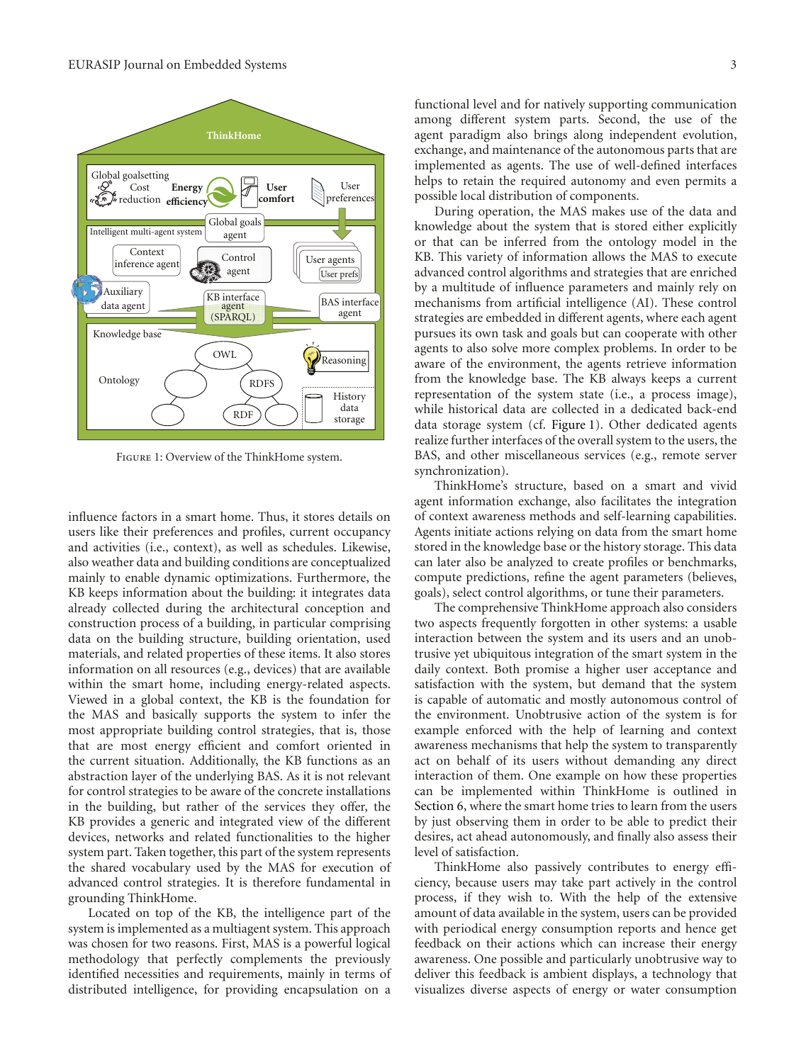Figure 1: Overview of the ThinkHome system.

influence factors in a smart home. Thus, it stores details on users like their preferences and profiles, current occupancy and activities (i.e., context), as well as schedules. Likewise, also weather data and building conditions are conceptualized mainly to enable dynamic optimizations. Furthermore, the KB keeps information about the building: it integrates data already collected during the architectural conception and construction process of a building, in particular comprising data on the building structure, building orientation, used materials, and related properties of these items. It also stores information on all resources (e.g., devices) that are available within the smart home, including energy-related aspects. Viewed in a global context, the KB is the foundation for the MAS and basically supports the system to infer the most appropriate building control strategies, that is, those that are most energy efficient and comfort oriented in the current situation. Additionally, the KB functions as an abstraction layer of the underlying BAS. As it is not relevant for control strategies to be aware of the concrete installations in the building, but rather of the services they offer, the KB provides a generic and integrated view of the different devices, networks and related functionalities to the higher system part. Taken together, this part of the system represents the shared vocabulary used by the MAS for execution of advanced control strategies. It is therefore fundamental in grounding ThinkHome.

Located on top of the KB, the intelligence part of the system is implemented as a multiagent system. This approach was chosen for two reasons. First, MAS is a powerful logical methodology that perfectly complements the previously identified necessities and requirements, mainly in terms of distributed intelligence, for providing encapsulation on a functional level and for natively supporting communication among different system parts. Second, the use of the agent paradigm also brings along independent evolution, exchange, and maintenance of the autonomous parts that are implemented as agents. The use of well-defined interfaces helps to retain the required autonomy and even permits a possible local distribution of components.

During operation, the MAS makes use of the data and knowledge about the system that is stored either explicitly or that can be inferred from the ontology model in the KB. This variety of information allows the MAS to execute advanced control algorithms and strategies that are enriched by a multitude of influence parameters and mainly rely on mechanisms from artificial intelligence (AI). These control strategies are embedded in different agents, where each agent pursues its own task and goals but can cooperate with other agents to also solve more complex problems. In order to be aware of the environment, the agents retrieve information from the knowledge base. The KB always keeps a current representation of the system state (i.e., a process image), while historical data are collected in a dedicated back-end data storage system (cf. Figure 1). Other dedicated agents realize further interfaces of the overall system to the users, the BAS, and other miscellaneous services (e.g., remote server synchronization).

ThinkHome's structure, based on a smart and vivid agent information exchange, also facilitates the integration of context awareness methods and self-learning capabilities. Agents initiate actions relying on data from the smart home stored in the knowledge base or the history storage. This data can later also be analyzed to create profiles or benchmarks, compute predictions, refine the agent parameters (believes, goals), select control algorithms, or tune their parameters.

The comprehensive ThinkHome approach also considers two aspects frequently forgotten in other systems: a usable interaction between the system and its users and an unobtrusive yet ubiquitous integration of the smart system in the daily context. Both promise a higher user acceptance and satisfaction with the system, but demand that the system is capable of automatic and mostly autonomous control of the environment. Unobtrusive action of the system is for example enforced with the help of learning and context awareness mechanisms that help the system to transparently act on behalf of its users without demanding any direct interaction of them. One example on how these properties can be implemented within ThinkHome is outlined in Section 6, where the smart home tries to learn from the users by just observing them in order to be able to predict their desires, act ahead autonomously, and finally also assess their level of satisfaction.

ThinkHome also passively contributes to energy efficiency, because users may take part actively in the control process, if they wish to. With the help of the extensive amount of data available in the system, users can be provided with periodical energy consumption reports and hence get feedback on their actions which can increase their energy awareness. One possible and particularly unobtrusive way to deliver this feedback is ambient displays, a technology that visualizes diverse aspects of energy or water consumption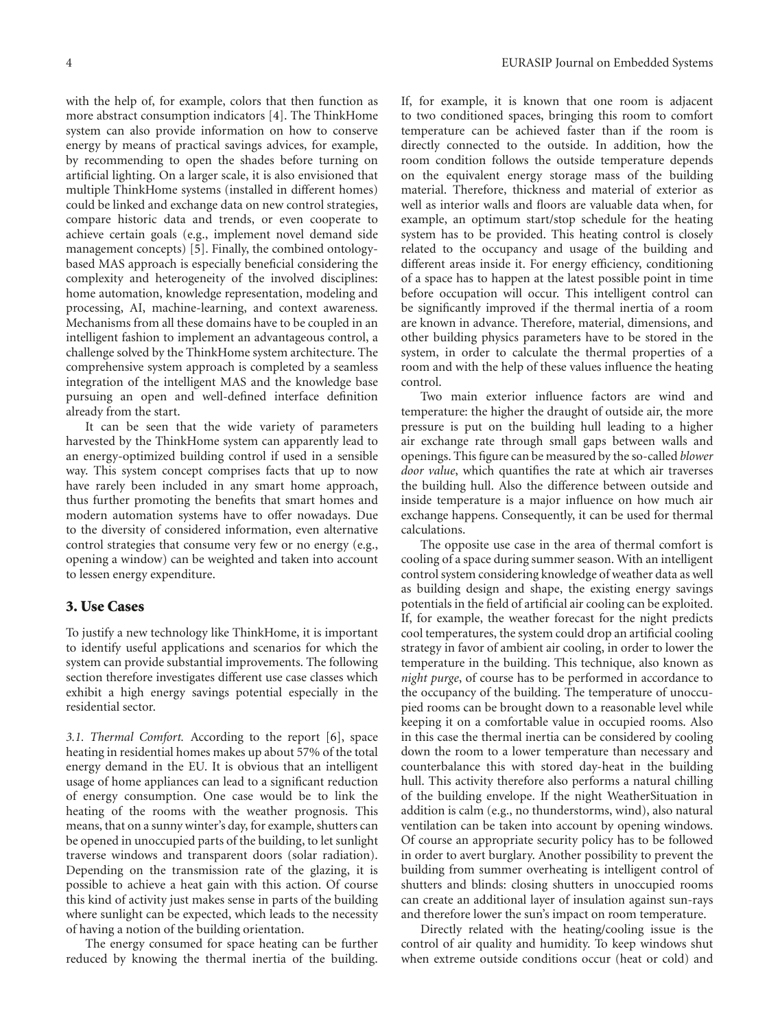with the help of, for example, colors that then function as more abstract consumption indicators [4]. The ThinkHome system can also provide information on how to conserve energy by means of practical savings advices, for example, by recommending to open the shades before turning on artificial lighting. On a larger scale, it is also envisioned that multiple ThinkHome systems (installed in different homes) could be linked and exchange data on new control strategies, compare historic data and trends, or even cooperate to achieve certain goals (e.g., implement novel demand side management concepts) [5]. Finally, the combined ontology-based MAS approach is especially beneficial considering the complexity and heterogeneity of the involved disciplines: home automation, knowledge representation, modeling and processing, AI, machine-learning, and context awareness. Mechanisms from all these domains have to be coupled in an intelligent fashion to implement an advantageous control, a challenge solved by the ThinkHome system architecture. The comprehensive system approach is completed by a seamless integration of the intelligent MAS and the knowledge base pursuing an open and well-defined interface definition already from the start.

It can be seen that the wide variety of parameters harvested by the ThinkHome system can apparently lead to an energy-optimized building control if used in a sensible way. This system concept comprises facts that up to now have rarely been included in any smart home approach, thus further promoting the benefits that smart homes and modern automation systems have to offer nowadays. Due to the diversity of considered information, even alternative control strategies that consume very few or no energy (e.g., opening a window) can be weighted and taken into account to lessen energy expenditure.

## 3. Use Cases

To justify a new technology like ThinkHome, it is important to identify useful applications and scenarios for which the system can provide substantial improvements. The following section therefore investigates different use case classes which exhibit a high energy savings potential especially in the residential sector.

*3.1. Thermal Comfort.* According to the report [6], space heating in residential homes makes up about 57% of the total energy demand in the EU. It is obvious that an intelligent usage of home appliances can lead to a significant reduction of energy consumption. One case would be to link the heating of the rooms with the weather prognosis. This means, that on a sunny winter's day, for example, shutters can be opened in unoccupied parts of the building, to let sunlight traverse windows and transparent doors (solar radiation). Depending on the transmission rate of the glazing, it is possible to achieve a heat gain with this action. Of course this kind of activity just makes sense in parts of the building where sunlight can be expected, which leads to the necessity of having a notion of the building orientation.

The energy consumed for space heating can be further reduced by knowing the thermal inertia of the building. If, for example, it is known that one room is adjacent to two conditioned spaces, bringing this room to comfort temperature can be achieved faster than if the room is directly connected to the outside. In addition, how the room condition follows the outside temperature depends on the equivalent energy storage mass of the building material. Therefore, thickness and material of exterior as well as interior walls and floors are valuable data when, for example, an optimum start/stop schedule for the heating system has to be provided. This heating control is closely related to the occupancy and usage of the building and different areas inside it. For energy efficiency, conditioning of a space has to happen at the latest possible point in time before occupation will occur. This intelligent control can be significantly improved if the thermal inertia of a room are known in advance. Therefore, material, dimensions, and other building physics parameters have to be stored in the system, in order to calculate the thermal properties of a room and with the help of these values influence the heating control.

Two main exterior influence factors are wind and temperature: the higher the draught of outside air, the more pressure is put on the building hull leading to a higher air exchange rate through small gaps between walls and openings. This figure can be measured by the so-called *blower door value*, which quantifies the rate at which air traverses the building hull. Also the difference between outside and inside temperature is a major influence on how much air exchange happens. Consequently, it can be used for thermal calculations.

The opposite use case in the area of thermal comfort is cooling of a space during summer season. With an intelligent control system considering knowledge of weather data as well as building design and shape, the existing energy savings potentials in the field of artificial air cooling can be exploited. If, for example, the weather forecast for the night predicts cool temperatures, the system could drop an artificial cooling strategy in favor of ambient air cooling, in order to lower the temperature in the building. This technique, also known as *night purge*, of course has to be performed in accordance to the occupancy of the building. The temperature of unoccupied rooms can be brought down to a reasonable level while keeping it on a comfortable value in occupied rooms. Also in this case the thermal inertia can be considered by cooling down the room to a lower temperature than necessary and counterbalance this with stored day-heat in the building hull. This activity therefore also performs a natural chilling of the building envelope. If the night WeatherSituation in addition is calm (e.g., no thunderstorms, wind), also natural ventilation can be taken into account by opening windows. Of course an appropriate security policy has to be followed in order to avert burglary. Another possibility to prevent the building from summer overheating is intelligent control of shutters and blinds: closing shutters in unoccupied rooms can create an additional layer of insulation against sun-rays and therefore lower the sun's impact on room temperature.

Directly related with the heating/cooling issue is the control of air quality and humidity. To keep windows shut when extreme outside conditions occur (heat or cold) and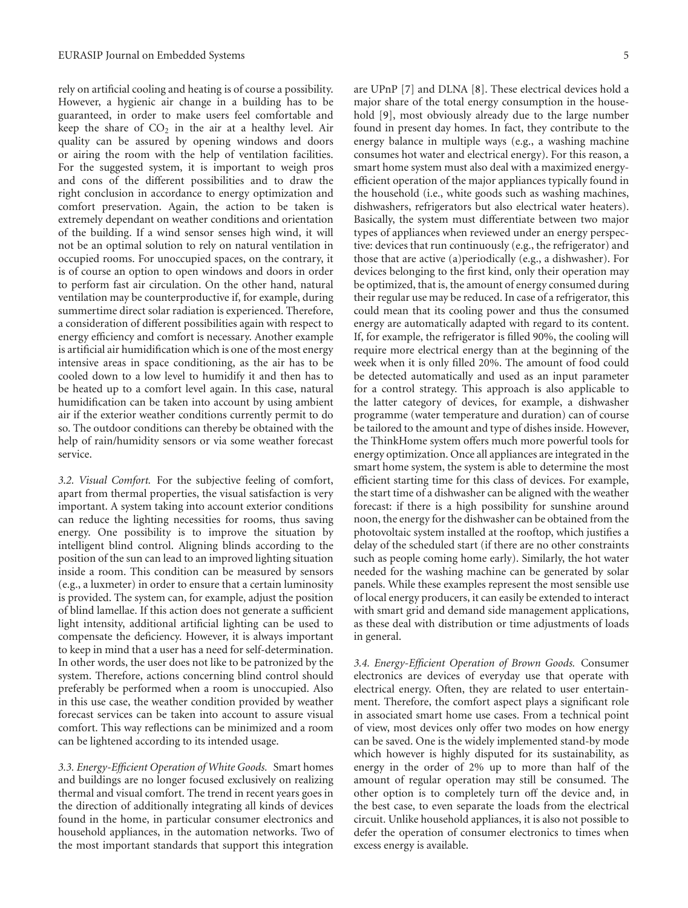rely on artificial cooling and heating is of course a possibility. However, a hygienic air change in a building has to be guaranteed, in order to make users feel comfortable and keep the share of $CO_2$ in the air at a healthy level. Air quality can be assured by opening windows and doors or airing the room with the help of ventilation facilities. For the suggested system, it is important to weigh pros and cons of the different possibilities and to draw the right conclusion in accordance to energy optimization and comfort preservation. Again, the action to be taken is extremely dependant on weather conditions and orientation of the building. If a wind sensor senses high wind, it will not be an optimal solution to rely on natural ventilation in occupied rooms. For unoccupied spaces, on the contrary, it is of course an option to open windows and doors in order to perform fast air circulation. On the other hand, natural ventilation may be counterproductive if, for example, during summertime direct solar radiation is experienced. Therefore, a consideration of different possibilities again with respect to energy efficiency and comfort is necessary. Another example is artificial air humidification which is one of the most energy intensive areas in space conditioning, as the air has to be cooled down to a low level to humidify it and then has to be heated up to a comfort level again. In this case, natural humidification can be taken into account by using ambient air if the exterior weather conditions currently permit to do so. The outdoor conditions can thereby be obtained with the help of rain/humidity sensors or via some weather forecast service.

*3.2. Visual Comfort.* For the subjective feeling of comfort, apart from thermal properties, the visual satisfaction is very important. A system taking into account exterior conditions can reduce the lighting necessities for rooms, thus saving energy. One possibility is to improve the situation by intelligent blind control. Aligning blinds according to the position of the sun can lead to an improved lighting situation inside a room. This condition can be measured by sensors (e.g., a luxmeter) in order to ensure that a certain luminosity is provided. The system can, for example, adjust the position of blind lamellae. If this action does not generate a sufficient light intensity, additional artificial lighting can be used to compensate the deficiency. However, it is always important to keep in mind that a user has a need for self-determination. In other words, the user does not like to be patronized by the system. Therefore, actions concerning blind control should preferably be performed when a room is unoccupied. Also in this use case, the weather condition provided by weather forecast services can be taken into account to assure visual comfort. This way reflections can be minimized and a room can be lightened according to its intended usage.

*3.3. Energy-Efficient Operation of White Goods.* Smart homes and buildings are no longer focused exclusively on realizing thermal and visual comfort. The trend in recent years goes in the direction of additionally integrating all kinds of devices found in the home, in particular consumer electronics and household appliances, in the automation networks. Two of the most important standards that support this integration are UPnP [7] and DLNA [8]. These electrical devices hold a major share of the total energy consumption in the household [9], most obviously already due to the large number found in present day homes. In fact, they contribute to the energy balance in multiple ways (e.g., a washing machine consumes hot water and electrical energy). For this reason, a smart home system must also deal with a maximized energy-efficient operation of the major appliances typically found in the household (i.e., white goods such as washing machines, dishwashers, refrigerators but also electrical water heaters). Basically, the system must differentiate between two major types of appliances when reviewed under an energy perspective: devices that run continuously (e.g., the refrigerator) and those that are active (a)periodically (e.g., a dishwasher). For devices belonging to the first kind, only their operation may be optimized, that is, the amount of energy consumed during their regular use may be reduced. In case of a refrigerator, this could mean that its cooling power and thus the consumed energy are automatically adapted with regard to its content. If, for example, the refrigerator is filled 90%, the cooling will require more electrical energy than at the beginning of the week when it is only filled 20%. The amount of food could be detected automatically and used as an input parameter for a control strategy. This approach is also applicable to the latter category of devices, for example, a dishwasher programme (water temperature and duration) can of course be tailored to the amount and type of dishes inside. However, the ThinkHome system offers much more powerful tools for energy optimization. Once all appliances are integrated in the smart home system, the system is able to determine the most efficient starting time for this class of devices. For example, the start time of a dishwasher can be aligned with the weather forecast: if there is a high possibility for sunshine around noon, the energy for the dishwasher can be obtained from the photovoltaic system installed at the rooftop, which justifies a delay of the scheduled start (if there are no other constraints such as people coming home early). Similarly, the hot water needed for the washing machine can be generated by solar panels. While these examples represent the most sensible use of local energy producers, it can easily be extended to interact with smart grid and demand side management applications, as these deal with distribution or time adjustments of loads in general.

*3.4. Energy-Efficient Operation of Brown Goods.* Consumer electronics are devices of everyday use that operate with electrical energy. Often, they are related to user entertainment. Therefore, the comfort aspect plays a significant role in associated smart home use cases. From a technical point of view, most devices only offer two modes on how energy can be saved. One is the widely implemented stand-by mode which however is highly disputed for its sustainability, as energy in the order of 2% up to more than half of the amount of regular operation may still be consumed. The other option is to completely turn off the device and, in the best case, to even separate the loads from the electrical circuit. Unlike household appliances, it is also not possible to defer the operation of consumer electronics to times when excess energy is available.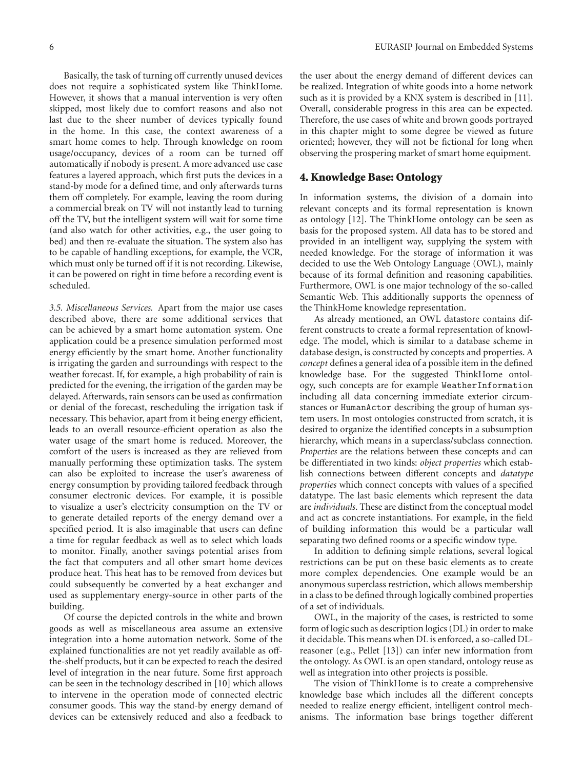Basically, the task of turning off currently unused devices does not require a sophisticated system like ThinkHome. However, it shows that a manual intervention is very often skipped, most likely due to comfort reasons and also not last due to the sheer number of devices typically found in the home. In this case, the context awareness of a smart home comes to help. Through knowledge on room usage/occupancy, devices of a room can be turned off automatically if nobody is present. A more advanced use case features a layered approach, which first puts the devices in a stand-by mode for a defined time, and only afterwards turns them off completely. For example, leaving the room during a commercial break on TV will not instantly lead to turning off the TV, but the intelligent system will wait for some time (and also watch for other activities, e.g., the user going to bed) and then re-evaluate the situation. The system also has to be capable of handling exceptions, for example, the VCR, which must only be turned off if it is not recording. Likewise, it can be powered on right in time before a recording event is scheduled.

*3.5. Miscellaneous Services.* Apart from the major use cases described above, there are some additional services that can be achieved by a smart home automation system. One application could be a presence simulation performed most energy efficiently by the smart home. Another functionality is irrigating the garden and surroundings with respect to the weather forecast. If, for example, a high probability of rain is predicted for the evening, the irrigation of the garden may be delayed. Afterwards, rain sensors can be used as confirmation or denial of the forecast, rescheduling the irrigation task if necessary. This behavior, apart from it being energy efficient, leads to an overall resource-efficient operation as also the water usage of the smart home is reduced. Moreover, the comfort of the users is increased as they are relieved from manually performing these optimization tasks. The system can also be exploited to increase the user's awareness of energy consumption by providing tailored feedback through consumer electronic devices. For example, it is possible to visualize a user's electricity consumption on the TV or to generate detailed reports of the energy demand over a specified period. It is also imaginable that users can define a time for regular feedback as well as to select which loads to monitor. Finally, another savings potential arises from the fact that computers and all other smart home devices produce heat. This heat has to be removed from devices but could subsequently be converted by a heat exchanger and used as supplementary energy-source in other parts of the building.

Of course the depicted controls in the white and brown goods as well as miscellaneous area assume an extensive integration into a home automation network. Some of the explained functionalities are not yet readily available as off-the-shelf products, but it can be expected to reach the desired level of integration in the near future. Some first approach can be seen in the technology described in [10] which allows to intervene in the operation mode of connected electric consumer goods. This way the stand-by energy demand of devices can be extensively reduced and also a feedback to the user about the energy demand of different devices can be realized. Integration of white goods into a home network such as it is provided by a KNX system is described in [11]. Overall, considerable progress in this area can be expected. Therefore, the use cases of white and brown goods portrayed in this chapter might to some degree be viewed as future oriented; however, they will not be fictional for long when observing the prospering market of smart home equipment.

## 4. Knowledge Base: Ontology

In information systems, the division of a domain into relevant concepts and its formal representation is known as ontology [12]. The ThinkHome ontology can be seen as basis for the proposed system. All data has to be stored and provided in an intelligent way, supplying the system with needed knowledge. For the storage of information it was decided to use the Web Ontology Language (OWL), mainly because of its formal definition and reasoning capabilities. Furthermore, OWL is one major technology of the so-called Semantic Web. This additionally supports the openness of the ThinkHome knowledge representation.

As already mentioned, an OWL datastore contains different constructs to create a formal representation of knowledge. The model, which is similar to a database scheme in database design, is constructed by concepts and properties. A *concept* defines a general idea of a possible item in the defined knowledge base. For the suggested ThinkHome ontology, such concepts are for example `WeatherInformation` including all data concerning immediate exterior circumstances or `HumanActor` describing the group of human system users. In most ontologies constructed from scratch, it is desired to organize the identified concepts in a subsumption hierarchy, which means in a superclass/subclass connection. *Properties* are the relations between these concepts and can be differentiated in two kinds: *object properties* which establish connections between different concepts and *datatype properties* which connect concepts with values of a specified datatype. The last basic elements which represent the data are *individuals*. These are distinct from the conceptual model and act as concrete instantiations. For example, in the field of building information this would be a particular wall separating two defined rooms or a specific window type.

In addition to defining simple relations, several logical restrictions can be put on these basic elements as to create more complex dependencies. One example would be an anonymous superclass restriction, which allows membership in a class to be defined through logically combined properties of a set of individuals.

OWL, in the majority of the cases, is restricted to some form of logic such as description logics (DL) in order to make it decidable. This means when DL is enforced, a so-called DL-reasoner (e.g., Pellet [13]) can infer new information from the ontology. As OWL is an open standard, ontology reuse as well as integration into other projects is possible.

The vision of ThinkHome is to create a comprehensive knowledge base which includes all the different concepts needed to realize energy efficient, intelligent control mechanisms. The information base brings together different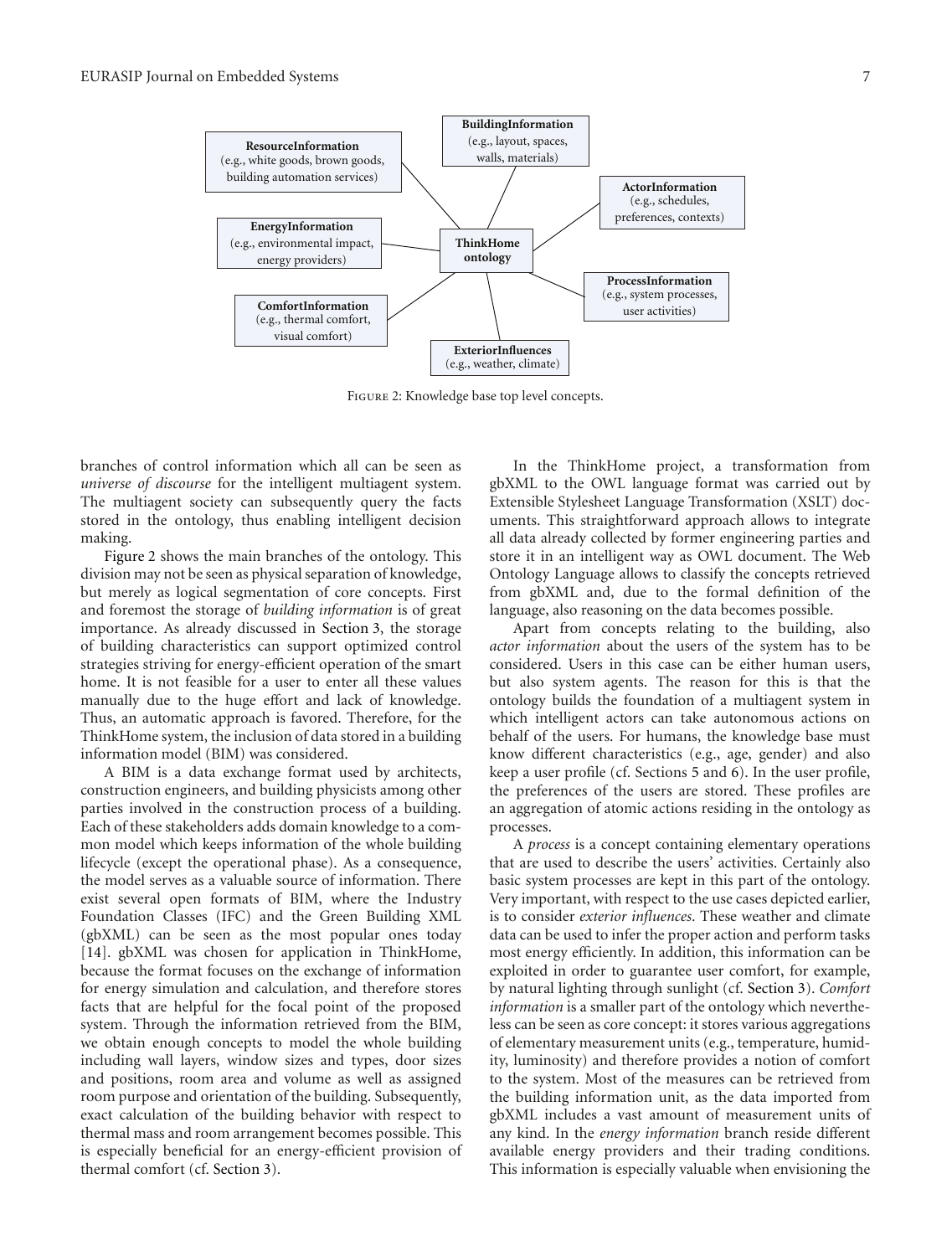ResourceInformation
(e.g., white goods, brown goods, building automation services)

BuildingInformation
(e.g., layout, spaces, walls, materials)

ActorInformation
(e.g., schedules, preferences, contexts)

EnergyInformation
(e.g., environmental impact, energy providers)

ThinkHome ontology

ProcessInformation
(e.g., system processes, user activities)

ComfortInformation
(e.g., thermal comfort, visual comfort)

ExteriorInfluences
(e.g., weather, climate)

Figure 2: Knowledge base top level concepts.

branches of control information which all can be seen as *universe of discourse* for the intelligent multiagent system. The multiagent society can subsequently query the facts stored in the ontology, thus enabling intelligent decision making.

Figure 2 shows the main branches of the ontology. This division may not be seen as physical separation of knowledge, but merely as logical segmentation of core concepts. First and foremost the storage of *building information* is of great importance. As already discussed in Section 3, the storage of building characteristics can support optimized control strategies striving for energy-efficient operation of the smart home. It is not feasible for a user to enter all these values manually due to the huge effort and lack of knowledge. Thus, an automatic approach is favored. Therefore, for the ThinkHome system, the inclusion of data stored in a building information model (BIM) was considered.

A BIM is a data exchange format used by architects, construction engineers, and building physicists among other parties involved in the construction process of a building. Each of these stakeholders adds domain knowledge to a common model which keeps information of the whole building lifecycle (except the operational phase). As a consequence, the model serves as a valuable source of information. There exist several open formats of BIM, where the Industry Foundation Classes (IFC) and the Green Building XML (gbXML) can be seen as the most popular ones today [14]. gbXML was chosen for application in ThinkHome, because the format focuses on the exchange of information for energy simulation and calculation, and therefore stores facts that are helpful for the focal point of the proposed system. Through the information retrieved from the BIM, we obtain enough concepts to model the whole building including wall layers, window sizes and types, door sizes and positions, room area and volume as well as assigned room purpose and orientation of the building. Subsequently, exact calculation of the building behavior with respect to thermal mass and room arrangement becomes possible. This is especially beneficial for an energy-efficient provision of thermal comfort (cf. Section 3).

In the ThinkHome project, a transformation from gbXML to the OWL language format was carried out by Extensible Stylesheet Language Transformation (XSLT) documents. This straightforward approach allows to integrate all data already collected by former engineering parties and store it in an intelligent way as OWL document. The Web Ontology Language allows to classify the concepts retrieved from gbXML and, due to the formal definition of the language, also reasoning on the data becomes possible.

Apart from concepts relating to the building, also *actor information* about the users of the system has to be considered. Users in this case can be either human users, but also system agents. The reason for this is that the ontology builds the foundation of a multiagent system in which intelligent actors can take autonomous actions on behalf of the users. For humans, the knowledge base must know different characteristics (e.g., age, gender) and also keep a user profile (cf. Sections 5 and 6). In the user profile, the preferences of the users are stored. These profiles are an aggregation of atomic actions residing in the ontology as processes.

A *process* is a concept containing elementary operations that are used to describe the users' activities. Certainly also basic system processes are kept in this part of the ontology. Very important, with respect to the use cases depicted earlier, is to consider *exterior influences*. These weather and climate data can be used to infer the proper action and perform tasks most energy efficiently. In addition, this information can be exploited in order to guarantee user comfort, for example, by natural lighting through sunlight (cf. Section 3). *Comfort information* is a smaller part of the ontology which nevertheless can be seen as core concept: it stores various aggregations of elementary measurement units (e.g., temperature, humidity, luminosity) and therefore provides a notion of comfort to the system. Most of the measures can be retrieved from the building information unit, as the data imported from gbXML includes a vast amount of measurement units of any kind. In the *energy information* branch reside different available energy providers and their trading conditions. This information is especially valuable when envisioning the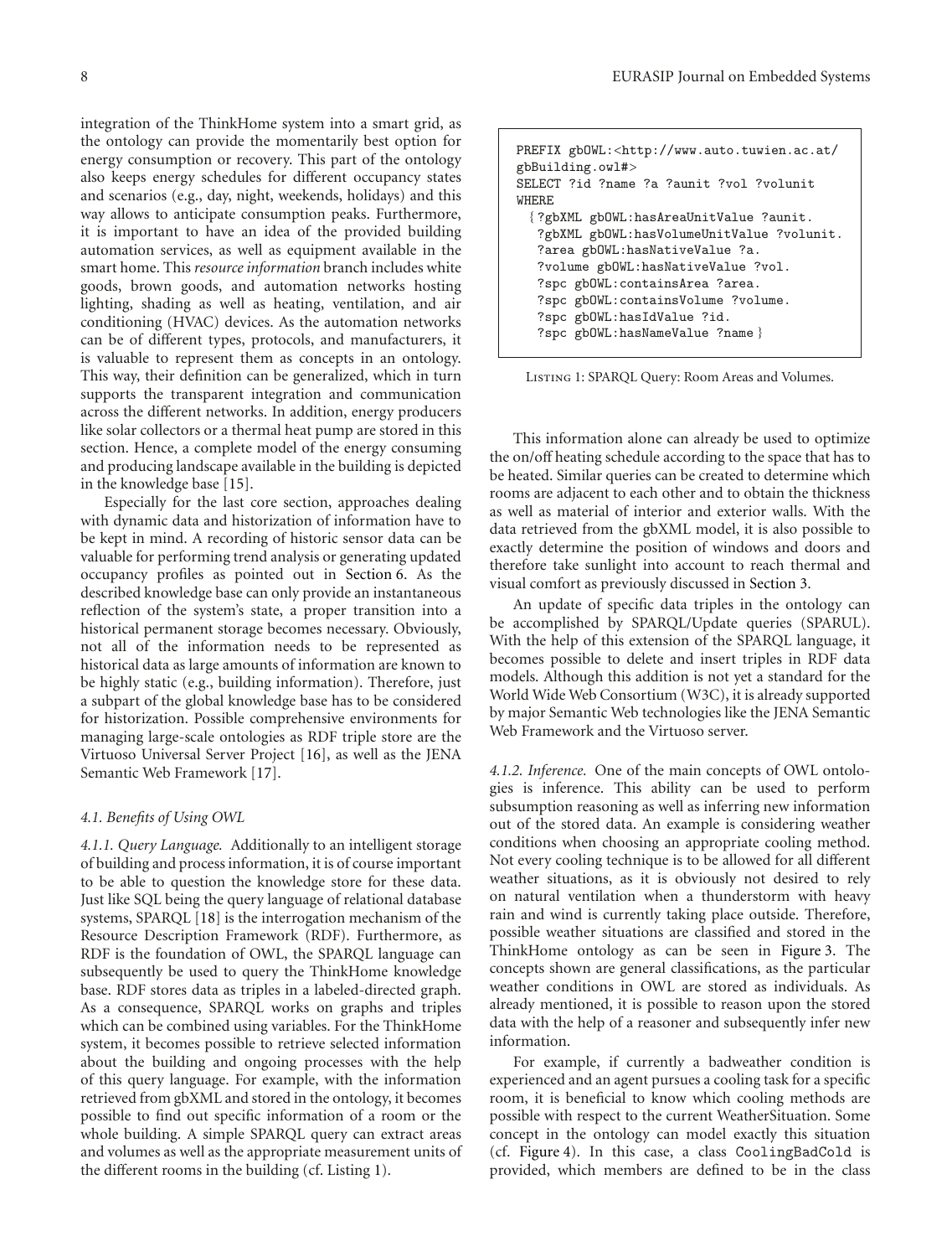integration of the ThinkHome system into a smart grid, as the ontology can provide the momentarily best option for energy consumption or recovery. This part of the ontology also keeps energy schedules for different occupancy states and scenarios (e.g., day, night, weekends, holidays) and this way allows to anticipate consumption peaks. Furthermore, it is important to have an idea of the provided building automation services, as well as equipment available in the smart home. This *resource information* branch includes white goods, brown goods, and automation networks hosting lighting, shading as well as heating, ventilation, and air conditioning (HVAC) devices. As the automation networks can be of different types, protocols, and manufacturers, it is valuable to represent them as concepts in an ontology. This way, their definition can be generalized, which in turn supports the transparent integration and communication across the different networks. In addition, energy producers like solar collectors or a thermal heat pump are stored in this section. Hence, a complete model of the energy consuming and producing landscape available in the building is depicted in the knowledge base [15].

Especially for the last core section, approaches dealing with dynamic data and historization of information have to be kept in mind. A recording of historic sensor data can be valuable for performing trend analysis or generating updated occupancy profiles as pointed out in Section 6. As the described knowledge base can only provide an instantaneous reflection of the system's state, a proper transition into a historical permanent storage becomes necessary. Obviously, not all of the information needs to be represented as historical data as large amounts of information are known to be highly static (e.g., building information). Therefore, just a subpart of the global knowledge base has to be considered for historization. Possible comprehensive environments for managing large-scale ontologies as RDF triple store are the Virtuoso Universal Server Project [16], as well as the JENA Semantic Web Framework [17].

### *4.1. Benefits of Using OWL*

*4.1.1. Query Language.* Additionally to an intelligent storage of building and process information, it is of course important to be able to question the knowledge store for these data. Just like SQL being the query language of relational database systems, SPARQL [18] is the interrogation mechanism of the Resource Description Framework (RDF). Furthermore, as RDF is the foundation of OWL, the SPARQL language can subsequently be used to query the ThinkHome knowledge base. RDF stores data as triples in a labeled-directed graph. As a consequence, SPARQL works on graphs and triples which can be combined using variables. For the ThinkHome system, it becomes possible to retrieve selected information about the building and ongoing processes with the help of this query language. For example, with the information retrieved from gbXML and stored in the ontology, it becomes possible to find out specific information of a room or the whole building. A simple SPARQL query can extract areas and volumes as well as the appropriate measurement units of the different rooms in the building (cf. Listing 1).

```
PREFIX gbOWL:<http://www.auto.tuwien.ac.at/
gbBuilding.owl#>
SELECT ?id ?name ?a ?aunit ?vol ?volunit
WHERE
  { ?gbXML gbOWL:hasAreaUnitValue ?aunit.
    ?gbXML gbOWL:hasVolumeUnitValue ?volunit.
    ?area gbOWL:hasNativeValue ?a.
    ?volume gbOWL:hasNativeValue ?vol.
    ?spc gbOWL:containsArea ?area.
    ?spc gbOWL:containsVolume ?volume.
    ?spc gbOWL:hasIdValue ?id.
    ?spc gbOWL:hasNameValue ?name }
```

Listing 1: SPARQL Query: Room Areas and Volumes.

This information alone can already be used to optimize the on/off heating schedule according to the space that has to be heated. Similar queries can be created to determine which rooms are adjacent to each other and to obtain the thickness as well as material of interior and exterior walls. With the data retrieved from the gbXML model, it is also possible to exactly determine the position of windows and doors and therefore take sunlight into account to reach thermal and visual comfort as previously discussed in Section 3.

An update of specific data triples in the ontology can be accomplished by SPARQL/Update queries (SPARUL). With the help of this extension of the SPARQL language, it becomes possible to delete and insert triples in RDF data models. Although this addition is not yet a standard for the World Wide Web Consortium (W3C), it is already supported by major Semantic Web technologies like the JENA Semantic Web Framework and the Virtuoso server.

*4.1.2. Inference.* One of the main concepts of OWL ontologies is inference. This ability can be used to perform subsumption reasoning as well as inferring new information out of the stored data. An example is considering weather conditions when choosing an appropriate cooling method. Not every cooling technique is to be allowed for all different weather situations, as it is obviously not desired to rely on natural ventilation when a thunderstorm with heavy rain and wind is currently taking place outside. Therefore, possible weather situations are classified and stored in the ThinkHome ontology as can be seen in Figure 3. The concepts shown are general classifications, as the particular weather conditions in OWL are stored as individuals. As already mentioned, it is possible to reason upon the stored data with the help of a reasoner and subsequently infer new information.

For example, if currently a badweather condition is experienced and an agent pursues a cooling task for a specific room, it is beneficial to know which cooling methods are possible with respect to the current WeatherSituation. Some concept in the ontology can model exactly this situation (cf. Figure 4). In this case, a class `CoolingBadCold` is provided, which members are defined to be in the class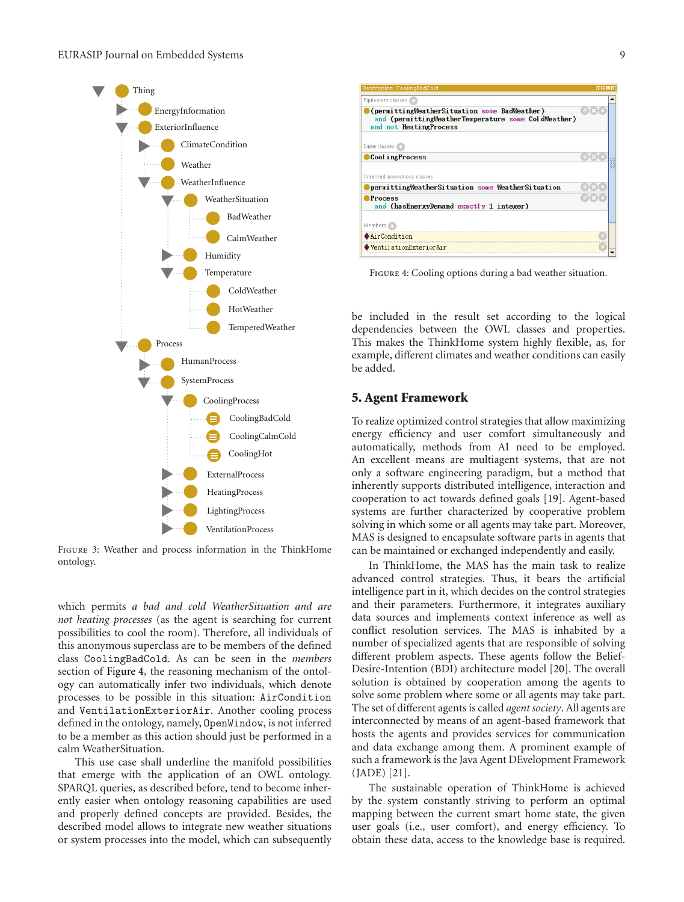FIGURE 3: Weather and process information in the ThinkHome ontology.

FIGURE 4: Cooling options during a bad weather situation.

which permits *a bad and cold WeatherSituation and are not heating processes* (as the agent is searching for current possibilities to cool the room). Therefore, all individuals of this anonymous superclass are to be members of the defined class `CoolingBadCold`. As can be seen in the *members* section of Figure 4, the reasoning mechanism of the ontology can automatically infer two individuals, which denote processes to be possible in this situation: `AirCondition` and `VentilationExteriorAir`. Another cooling process defined in the ontology, namely, `OpenWindow`, is not inferred to be a member as this action should just be performed in a calm WeatherSituation.

This use case shall underline the manifold possibilities that emerge with the application of an OWL ontology. SPARQL queries, as described before, tend to become inherently easier when ontology reasoning capabilities are used and properly defined concepts are provided. Besides, the described model allows to integrate new weather situations or system processes into the model, which can subsequently be included in the result set according to the logical dependencies between the OWL classes and properties. This makes the ThinkHome system highly flexible, as, for example, different climates and weather conditions can easily be added.

## 5. Agent Framework

To realize optimized control strategies that allow maximizing energy efficiency and user comfort simultaneously and automatically, methods from AI need to be employed. An excellent means are multiagent systems, that are not only a software engineering paradigm, but a method that inherently supports distributed intelligence, interaction and cooperation to act towards defined goals [19]. Agent-based systems are further characterized by cooperative problem solving in which some or all agents may take part. Moreover, MAS is designed to encapsulate software parts in agents that can be maintained or exchanged independently and easily.

In ThinkHome, the MAS has the main task to realize advanced control strategies. Thus, it bears the artificial intelligence part in it, which decides on the control strategies and their parameters. Furthermore, it integrates auxiliary data sources and implements context inference as well as conflict resolution services. The MAS is inhabited by a number of specialized agents that are responsible of solving different problem aspects. These agents follow the Belief-Desire-Intention (BDI) architecture model [20]. The overall solution is obtained by cooperation among the agents to solve some problem where some or all agents may take part. The set of different agents is called *agent society*. All agents are interconnected by means of an agent-based framework that hosts the agents and provides services for communication and data exchange among them. A prominent example of such a framework is the Java Agent DEvelopment Framework (JADE) [21].

The sustainable operation of ThinkHome is achieved by the system constantly striving to perform an optimal mapping between the current smart home state, the given user goals (i.e., user comfort), and energy efficiency. To obtain these data, access to the knowledge base is required.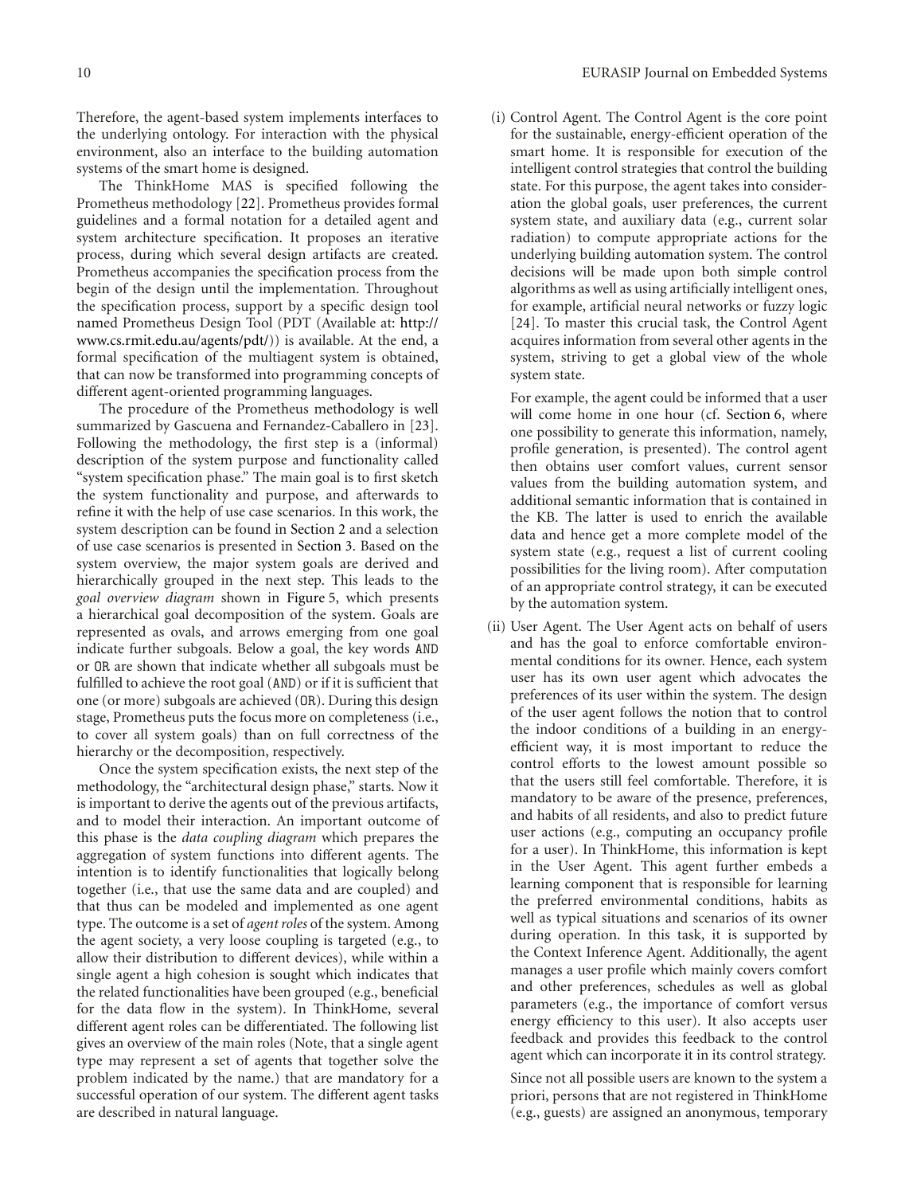Therefore, the agent-based system implements interfaces to the underlying ontology. For interaction with the physical environment, also an interface to the building automation systems of the smart home is designed.

The ThinkHome MAS is specified following the Prometheus methodology [22]. Prometheus provides formal guidelines and a formal notation for a detailed agent and system architecture specification. It proposes an iterative process, during which several design artifacts are created. Prometheus accompanies the specification process from the begin of the design until the implementation. Throughout the specification process, support by a specific design tool named Prometheus Design Tool (PDT (Available at: http://www.cs.rmit.edu.au/agents/pdt/)) is available. At the end, a formal specification of the multiagent system is obtained, that can now be transformed into programming concepts of different agent-oriented programming languages.

The procedure of the Prometheus methodology is well summarized by Gascuena and Fernandez-Caballero in [23]. Following the methodology, the first step is a (informal) description of the system purpose and functionality called "system specification phase." The main goal is to first sketch the system functionality and purpose, and afterwards to refine it with the help of use case scenarios. In this work, the system description can be found in Section 2 and a selection of use case scenarios is presented in Section 3. Based on the system overview, the major system goals are derived and hierarchically grouped in the next step. This leads to the *goal overview diagram* shown in Figure 5, which presents a hierarchical goal decomposition of the system. Goals are represented as ovals, and arrows emerging from one goal indicate further subgoals. Below a goal, the key words `AND` or `OR` are shown that indicate whether all subgoals must be fulfilled to achieve the root goal (`AND`) or if it is sufficient that one (or more) subgoals are achieved (`OR`). During this design stage, Prometheus puts the focus more on completeness (i.e., to cover all system goals) than on full correctness of the hierarchy or the decomposition, respectively.

Once the system specification exists, the next step of the methodology, the "architectural design phase," starts. Now it is important to derive the agents out of the previous artifacts, and to model their interaction. An important outcome of this phase is the *data coupling diagram* which prepares the aggregation of system functions into different agents. The intention is to identify functionalities that logically belong together (i.e., that use the same data and are coupled) and that thus can be modeled and implemented as one agent type. The outcome is a set of *agent roles* of the system. Among the agent society, a very loose coupling is targeted (e.g., to allow their distribution to different devices), while within a single agent a high cohesion is sought which indicates that the related functionalities have been grouped (e.g., beneficial for the data flow in the system). In ThinkHome, several different agent roles can be differentiated. The following list gives an overview of the main roles (Note, that a single agent type may represent a set of agents that together solve the problem indicated by the name.) that are mandatory for a successful operation of our system. The different agent tasks are described in natural language.

(i) Control Agent. The Control Agent is the core point for the sustainable, energy-efficient operation of the smart home. It is responsible for execution of the intelligent control strategies that control the building state. For this purpose, the agent takes into consideration the global goals, user preferences, the current system state, and auxiliary data (e.g., current solar radiation) to compute appropriate actions for the underlying building automation system. The control decisions will be made upon both simple control algorithms as well as using artificially intelligent ones, for example, artificial neural networks or fuzzy logic [24]. To master this crucial task, the Control Agent acquires information from several other agents in the system, striving to get a global view of the whole system state.

   For example, the agent could be informed that a user will come home in one hour (cf. Section 6, where one possibility to generate this information, namely, profile generation, is presented). The control agent then obtains user comfort values, current sensor values from the building automation system, and additional semantic information that is contained in the KB. The latter is used to enrich the available data and hence get a more complete model of the system state (e.g., request a list of current cooling possibilities for the living room). After computation of an appropriate control strategy, it can be executed by the automation system.

(ii) User Agent. The User Agent acts on behalf of users and has the goal to enforce comfortable environmental conditions for its owner. Hence, each system user has its own user agent which advocates the preferences of its user within the system. The design of the user agent follows the notion that to control the indoor conditions of a building in an energy-efficient way, it is most important to reduce the control efforts to the lowest amount possible so that the users still feel comfortable. Therefore, it is mandatory to be aware of the presence, preferences, and habits of all residents, and also to predict future user actions (e.g., computing an occupancy profile for a user). In ThinkHome, this information is kept in the User Agent. This agent further embeds a learning component that is responsible for learning the preferred environmental conditions, habits as well as typical situations and scenarios of its owner during operation. In this task, it is supported by the Context Inference Agent. Additionally, the agent manages a user profile which mainly covers comfort and other preferences, schedules as well as global parameters (e.g., the importance of comfort versus energy efficiency to this user). It also accepts user feedback and provides this feedback to the control agent which can incorporate it in its control strategy.

   Since not all possible users are known to the system a priori, persons that are not registered in ThinkHome (e.g., guests) are assigned an anonymous, temporary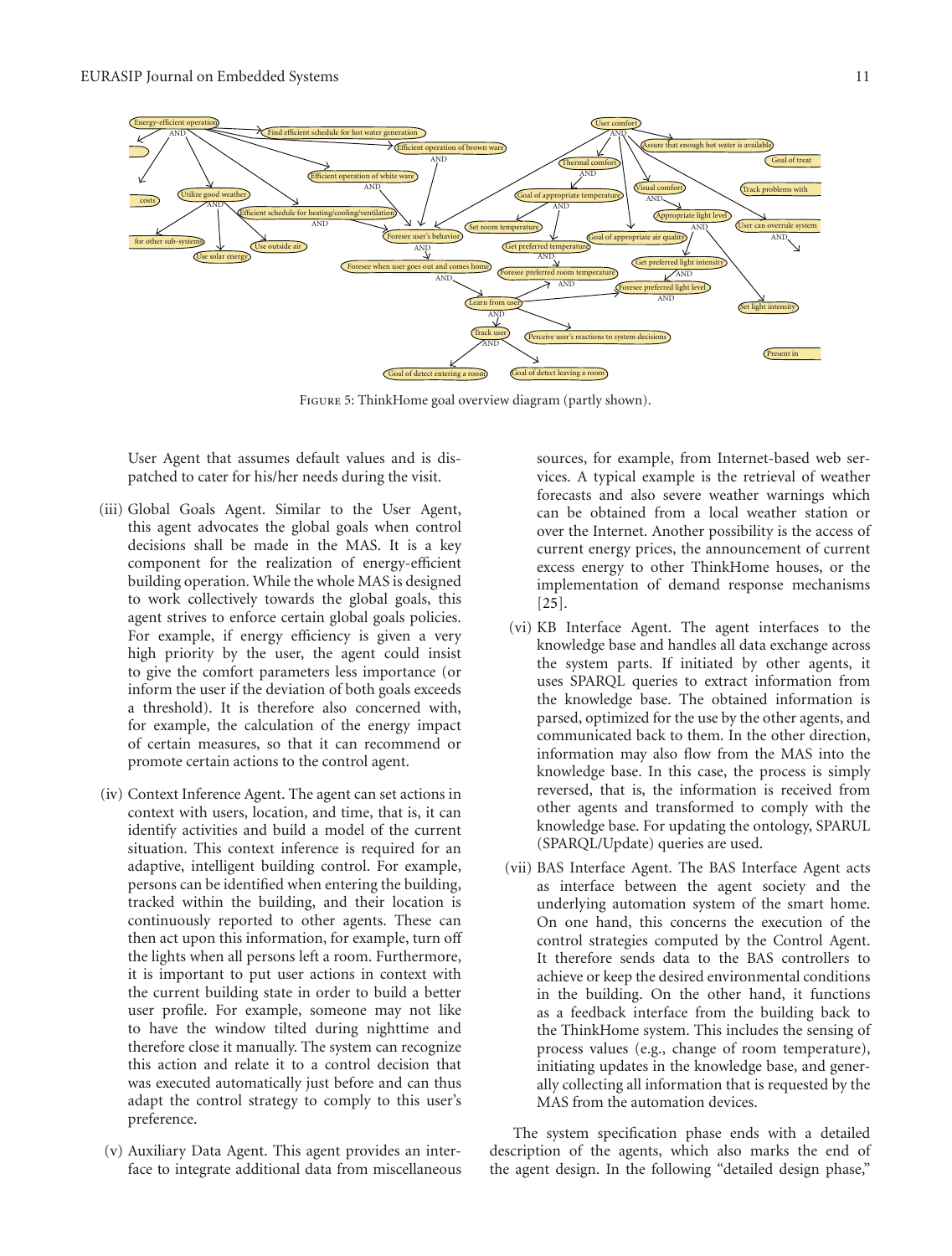Energy-efficient operation
AND
Find efficient schedule for hot water generation
Efficient operation of brown ware
AND
Efficient operation of white ware
AND
costs
Utilize good weather
AND
Efficient schedule for heating/cooling/ventilation
AND
for other sub-systems
Use solar energy
Use outside air
Foresee user's behavior
AND
Foresee when user goes out and comes home
AND
User comfort
AND
Assure that enough hot water is available
Goal of treat
Thermal comfort
AND
Goal of appropriate temperature
AND
Visual comfort
AND
Track problems with
Set room temperature
Appropriate light level
AND
User can overrule system
AND
Get preferred temperature
AND
Goal of appropriate air quality
Get preferred light intensity
AND
Foresee preferred room temperature
AND
Foresee preferred light level
AND
Learn from user
AND
Set light intensity
Track user
AND
Perceive user's reactions to system decisions
Present in
Goal of detect entering a room
Goal of detect leaving a room

Figure 5: ThinkHome goal overview diagram (partly shown).

User Agent that assumes default values and is dispatched to cater for his/her needs during the visit.

(iii) Global Goals Agent. Similar to the User Agent, this agent advocates the global goals when control decisions shall be made in the MAS. It is a key component for the realization of energy-efficient building operation. While the whole MAS is designed to work collectively towards the global goals, this agent strives to enforce certain global goals policies. For example, if energy efficiency is given a very high priority by the user, the agent could insist to give the comfort parameters less importance (or inform the user if the deviation of both goals exceeds a threshold). It is therefore also concerned with, for example, the calculation of the energy impact of certain measures, so that it can recommend or promote certain actions to the control agent.

(iv) Context Inference Agent. The agent can set actions in context with users, location, and time, that is, it can identify activities and build a model of the current situation. This context inference is required for an adaptive, intelligent building control. For example, persons can be identified when entering the building, tracked within the building, and their location is continuously reported to other agents. These can then act upon this information, for example, turn off the lights when all persons left a room. Furthermore, it is important to put user actions in context with the current building state in order to build a better user profile. For example, someone may not like to have the window tilted during nighttime and therefore close it manually. The system can recognize this action and relate it to a control decision that was executed automatically just before and can thus adapt the control strategy to comply to this user's preference.

(v) Auxiliary Data Agent. This agent provides an interface to integrate additional data from miscellaneous sources, for example, from Internet-based web services. A typical example is the retrieval of weather forecasts and also severe weather warnings which can be obtained from a local weather station or over the Internet. Another possibility is the access of current energy prices, the announcement of current excess energy to other ThinkHome houses, or the implementation of demand response mechanisms [25].

(vi) KB Interface Agent. The agent interfaces to the knowledge base and handles all data exchange across the system parts. If initiated by other agents, it uses SPARQL queries to extract information from the knowledge base. The obtained information is parsed, optimized for the use by the other agents, and communicated back to them. In the other direction, information may also flow from the MAS into the knowledge base. In this case, the process is simply reversed, that is, the information is received from other agents and transformed to comply with the knowledge base. For updating the ontology, SPARUL (SPARQL/Update) queries are used.

(vii) BAS Interface Agent. The BAS Interface Agent acts as interface between the agent society and the underlying automation system of the smart home. On one hand, this concerns the execution of the control strategies computed by the Control Agent. It therefore sends data to the BAS controllers to achieve or keep the desired environmental conditions in the building. On the other hand, it functions as a feedback interface from the building back to the ThinkHome system. This includes the sensing of process values (e.g., change of room temperature), initiating updates in the knowledge base, and generally collecting all information that is requested by the MAS from the automation devices.

The system specification phase ends with a detailed description of the agents, which also marks the end of the agent design. In the following "detailed design phase,"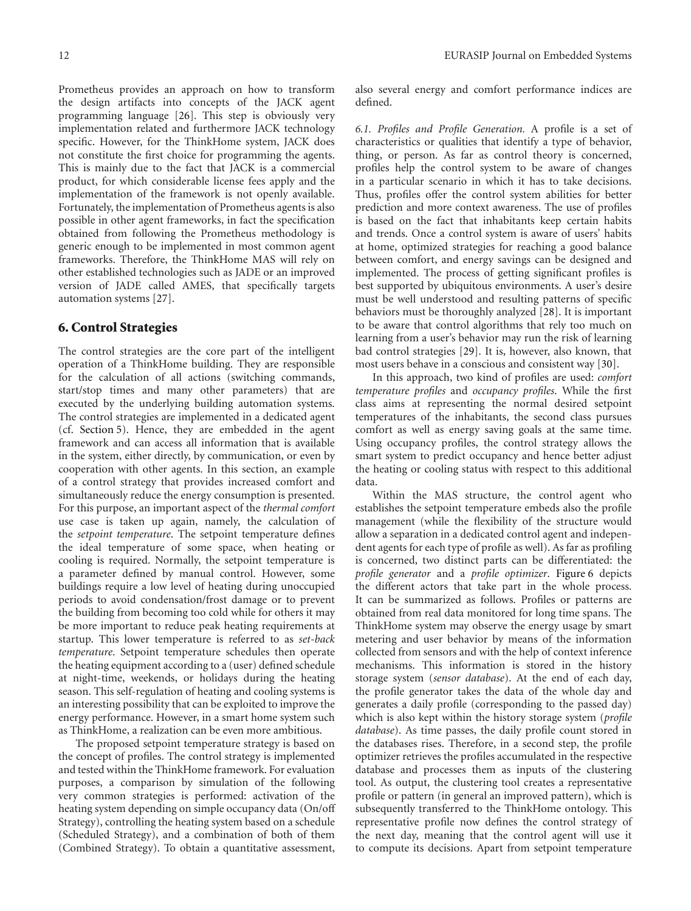Prometheus provides an approach on how to transform the design artifacts into concepts of the JACK agent programming language [26]. This step is obviously very implementation related and furthermore JACK technology specific. However, for the ThinkHome system, JACK does not constitute the first choice for programming the agents. This is mainly due to the fact that JACK is a commercial product, for which considerable license fees apply and the implementation of the framework is not openly available. Fortunately, the implementation of Prometheus agents is also possible in other agent frameworks, in fact the specification obtained from following the Prometheus methodology is generic enough to be implemented in most common agent frameworks. Therefore, the ThinkHome MAS will rely on other established technologies such as JADE or an improved version of JADE called AMES, that specifically targets automation systems [27].

## 6. Control Strategies

The control strategies are the core part of the intelligent operation of a ThinkHome building. They are responsible for the calculation of all actions (switching commands, start/stop times and many other parameters) that are executed by the underlying building automation systems. The control strategies are implemented in a dedicated agent (cf. Section 5). Hence, they are embedded in the agent framework and can access all information that is available in the system, either directly, by communication, or even by cooperation with other agents. In this section, an example of a control strategy that provides increased comfort and simultaneously reduce the energy consumption is presented. For this purpose, an important aspect of the *thermal comfort* use case is taken up again, namely, the calculation of the *setpoint temperature*. The setpoint temperature defines the ideal temperature of some space, when heating or cooling is required. Normally, the setpoint temperature is a parameter defined by manual control. However, some buildings require a low level of heating during unoccupied periods to avoid condensation/frost damage or to prevent the building from becoming too cold while for others it may be more important to reduce peak heating requirements at startup. This lower temperature is referred to as *set-back temperature*. Setpoint temperature schedules then operate the heating equipment according to a (user) defined schedule at night-time, weekends, or holidays during the heating season. This self-regulation of heating and cooling systems is an interesting possibility that can be exploited to improve the energy performance. However, in a smart home system such as ThinkHome, a realization can be even more ambitious.

The proposed setpoint temperature strategy is based on the concept of profiles. The control strategy is implemented and tested within the ThinkHome framework. For evaluation purposes, a comparison by simulation of the following very common strategies is performed: activation of the heating system depending on simple occupancy data (On/off Strategy), controlling the heating system based on a schedule (Scheduled Strategy), and a combination of both of them (Combined Strategy). To obtain a quantitative assessment, also several energy and comfort performance indices are defined.

*6.1. Profiles and Profile Generation.* A profile is a set of characteristics or qualities that identify a type of behavior, thing, or person. As far as control theory is concerned, profiles help the control system to be aware of changes in a particular scenario in which it has to take decisions. Thus, profiles offer the control system abilities for better prediction and more context awareness. The use of profiles is based on the fact that inhabitants keep certain habits and trends. Once a control system is aware of users' habits at home, optimized strategies for reaching a good balance between comfort, and energy savings can be designed and implemented. The process of getting significant profiles is best supported by ubiquitous environments. A user's desire must be well understood and resulting patterns of specific behaviors must be thoroughly analyzed [28]. It is important to be aware that control algorithms that rely too much on learning from a user's behavior may run the risk of learning bad control strategies [29]. It is, however, also known, that most users behave in a conscious and consistent way [30].

In this approach, two kind of profiles are used: *comfort temperature profiles* and *occupancy profiles*. While the first class aims at representing the normal desired setpoint temperatures of the inhabitants, the second class pursues comfort as well as energy saving goals at the same time. Using occupancy profiles, the control strategy allows the smart system to predict occupancy and hence better adjust the heating or cooling status with respect to this additional data.

Within the MAS structure, the control agent who establishes the setpoint temperature embeds also the profile management (while the flexibility of the structure would allow a separation in a dedicated control agent and independent agents for each type of profile as well). As far as profiling is concerned, two distinct parts can be differentiated: the *profile generator* and a *profile optimizer*. Figure 6 depicts the different actors that take part in the whole process. It can be summarized as follows. Profiles or patterns are obtained from real data monitored for long time spans. The ThinkHome system may observe the energy usage by smart metering and user behavior by means of the information collected from sensors and with the help of context inference mechanisms. This information is stored in the history storage system (*sensor database*). At the end of each day, the profile generator takes the data of the whole day and generates a daily profile (corresponding to the passed day) which is also kept within the history storage system (*profile database*). As time passes, the daily profile count stored in the databases rises. Therefore, in a second step, the profile optimizer retrieves the profiles accumulated in the respective database and processes them as inputs of the clustering tool. As output, the clustering tool creates a representative profile or pattern (in general an improved pattern), which is subsequently transferred to the ThinkHome ontology. This representative profile now defines the control strategy of the next day, meaning that the control agent will use it to compute its decisions. Apart from setpoint temperature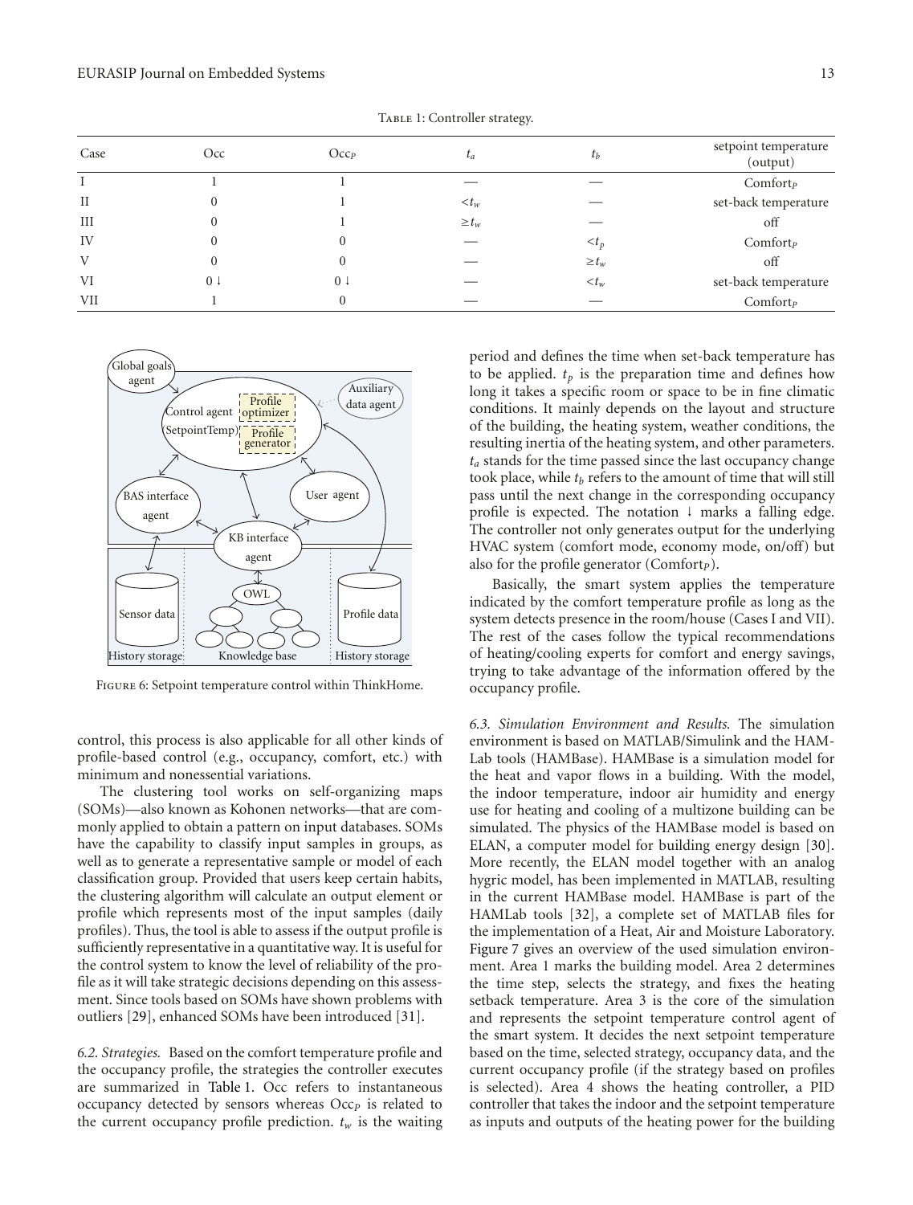Table 1: Controller strategy.

| Case | Occ | $Occ_P$ | $t_a$ | $t_b$ | setpoint temperature (output) |
|---|---|---|---|---|---|
| I | 1 | 1 | — | — | $Comfort_P$ |
| II | 0 | 1 | $<t_w$ | — | set-back temperature |
| III | 0 | 1 | $\geq t_w$ | — | off |
| IV | 0 | 0 | — | $<t_p$ | $Comfort_P$ |
| V | 0 | 0 | — | $\geq t_w$ | off |
| VI | 0 ↓ | 0 ↓ | — | $<t_w$ | set-back temperature |
| VII | 1 | 0 | — | — | $Comfort_P$ |

Figure 6: Setpoint temperature control within ThinkHome.

control, this process is also applicable for all other kinds of profile-based control (e.g., occupancy, comfort, etc.) with minimum and nonessential variations.

The clustering tool works on self-organizing maps (SOMs)—also known as Kohonen networks—that are commonly applied to obtain a pattern on input databases. SOMs have the capability to classify input samples in groups, as well as to generate a representative sample or model of each classification group. Provided that users keep certain habits, the clustering algorithm will calculate an output element or profile which represents most of the input samples (daily profiles). Thus, the tool is able to assess if the output profile is sufficiently representative in a quantitative way. It is useful for the control system to know the level of reliability of the profile as it will take strategic decisions depending on this assessment. Since tools based on SOMs have shown problems with outliers [29], enhanced SOMs have been introduced [31].

*6.2. Strategies.* Based on the comfort temperature profile and the occupancy profile, the strategies the controller executes are summarized in Table 1. Occ refers to instantaneous occupancy detected by sensors whereas $Occ_P$ is related to the current occupancy profile prediction. $t_w$ is the waiting period and defines the time when set-back temperature has to be applied. $t_p$ is the preparation time and defines how long it takes a specific room or space to be in fine climatic conditions. It mainly depends on the layout and structure of the building, the heating system, weather conditions, the resulting inertia of the heating system, and other parameters. $t_a$ stands for the time passed since the last occupancy change took place, while $t_b$ refers to the amount of time that will still pass until the next change in the corresponding occupancy profile is expected. The notation ↓ marks a falling edge. The controller not only generates output for the underlying HVAC system (comfort mode, economy mode, on/off) but also for the profile generator ($Comfort_P$).

Basically, the smart system applies the temperature indicated by the comfort temperature profile as long as the system detects presence in the room/house (Cases I and VII). The rest of the cases follow the typical recommendations of heating/cooling experts for comfort and energy savings, trying to take advantage of the information offered by the occupancy profile.

*6.3. Simulation Environment and Results.* The simulation environment is based on MATLAB/Simulink and the HAMLab tools (HAMBase). HAMBase is a simulation model for the heat and vapor flows in a building. With the model, the indoor temperature, indoor air humidity and energy use for heating and cooling of a multizone building can be simulated. The physics of the HAMBase model is based on ELAN, a computer model for building energy design [30]. More recently, the ELAN model together with an analog hygric model, has been implemented in MATLAB, resulting in the current HAMBase model. HAMBase is part of the HAMLab tools [32], a complete set of MATLAB files for the implementation of a Heat, Air and Moisture Laboratory. Figure 7 gives an overview of the used simulation environment. Area 1 marks the building model. Area 2 determines the time step, selects the strategy, and fixes the heating setback temperature. Area 3 is the core of the simulation and represents the setpoint temperature control agent of the smart system. It decides the next setpoint temperature based on the time, selected strategy, occupancy data, and the current occupancy profile (if the strategy based on profiles is selected). Area 4 shows the heating controller, a PID controller that takes the indoor and the setpoint temperature as inputs and outputs of the heating power for the building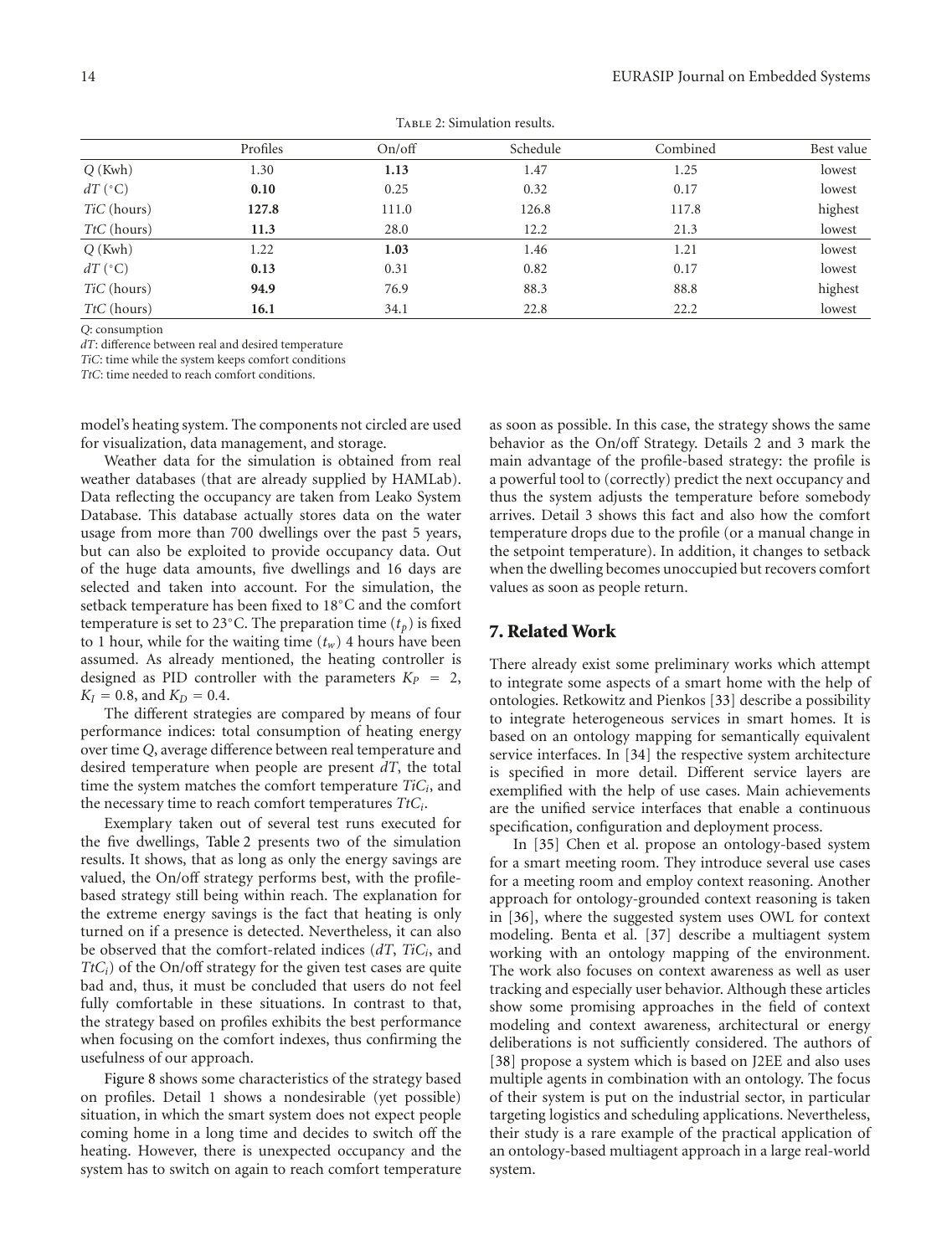Table 2: Simulation results.

| | Profiles | On/off | Schedule | Combined | Best value |
|---|---|---|---|---|---|
| $Q$ (Kwh) | 1.30 | **1.13** | 1.47 | 1.25 | lowest |
| $dT$ (°C) | **0.10** | 0.25 | 0.32 | 0.17 | lowest |
| $TiC$ (hours) | **127.8** | 111.0 | 126.8 | 117.8 | highest |
| $TtC$ (hours) | **11.3** | 28.0 | 12.2 | 21.3 | lowest |
| $Q$ (Kwh) | 1.22 | **1.03** | 1.46 | 1.21 | lowest |
| $dT$ (°C) | **0.13** | 0.31 | 0.82 | 0.17 | lowest |
| $TiC$ (hours) | **94.9** | 76.9 | 88.3 | 88.8 | highest |
| $TtC$ (hours) | **16.1** | 34.1 | 22.8 | 22.2 | lowest |

$Q$: consumption
$dT$: difference between real and desired temperature
$TiC$: time while the system keeps comfort conditions
$TtC$: time needed to reach comfort conditions.

model's heating system. The components not circled are used for visualization, data management, and storage.

Weather data for the simulation is obtained from real weather databases (that are already supplied by HAMLab). Data reflecting the occupancy are taken from Leako System Database. This database actually stores data on the water usage from more than 700 dwellings over the past 5 years, but can also be exploited to provide occupancy data. Out of the huge data amounts, five dwellings and 16 days are selected and taken into account. For the simulation, the setback temperature has been fixed to 18°C and the comfort temperature is set to 23°C. The preparation time ($t_p$) is fixed to 1 hour, while for the waiting time ($t_w$) 4 hours have been assumed. As already mentioned, the heating controller is designed as PID controller with the parameters $K_P = 2$, $K_I = 0.8$, and $K_D = 0.4$.

The different strategies are compared by means of four performance indices: total consumption of heating energy over time $Q$, average difference between real temperature and desired temperature when people are present $dT$, the total time the system matches the comfort temperature $TiC_i$, and the necessary time to reach comfort temperatures $TtC_i$.

Exemplary taken out of several test runs executed for the five dwellings, Table 2 presents two of the simulation results. It shows, that as long as only the energy savings are valued, the On/off strategy performs best, with the profile-based strategy still being within reach. The explanation for the extreme energy savings is the fact that heating is only turned on if a presence is detected. Nevertheless, it can also be observed that the comfort-related indices ($dT$, $TiC_i$, and $TtC_i$) of the On/off strategy for the given test cases are quite bad and, thus, it must be concluded that users do not feel fully comfortable in these situations. In contrast to that, the strategy based on profiles exhibits the best performance when focusing on the comfort indexes, thus confirming the usefulness of our approach.

Figure 8 shows some characteristics of the strategy based on profiles. Detail 1 shows a nondesirable (yet possible) situation, in which the smart system does not expect people coming home in a long time and decides to switch off the heating. However, there is unexpected occupancy and the system has to switch on again to reach comfort temperature as soon as possible. In this case, the strategy shows the same behavior as the On/off Strategy. Details 2 and 3 mark the main advantage of the profile-based strategy: the profile is a powerful tool to (correctly) predict the next occupancy and thus the system adjusts the temperature before somebody arrives. Detail 3 shows this fact and also how the comfort temperature drops due to the profile (or a manual change in the setpoint temperature). In addition, it changes to setback when the dwelling becomes unoccupied but recovers comfort values as soon as people return.

## 7. Related Work

There already exist some preliminary works which attempt to integrate some aspects of a smart home with the help of ontologies. Retkowitz and Pienkos [33] describe a possibility to integrate heterogeneous services in smart homes. It is based on an ontology mapping for semantically equivalent service interfaces. In [34] the respective system architecture is specified in more detail. Different service layers are exemplified with the help of use cases. Main achievements are the unified service interfaces that enable a continuous specification, configuration and deployment process.

In [35] Chen et al. propose an ontology-based system for a smart meeting room. They introduce several use cases for a meeting room and employ context reasoning. Another approach for ontology-grounded context reasoning is taken in [36], where the suggested system uses OWL for context modeling. Benta et al. [37] describe a multiagent system working with an ontology mapping of the environment. The work also focuses on context awareness as well as user tracking and especially user behavior. Although these articles show some promising approaches in the field of context modeling and context awareness, architectural or energy deliberations is not sufficiently considered. The authors of [38] propose a system which is based on J2EE and also uses multiple agents in combination with an ontology. The focus of their system is put on the industrial sector, in particular targeting logistics and scheduling applications. Nevertheless, their study is a rare example of the practical application of an ontology-based multiagent approach in a large real-world system.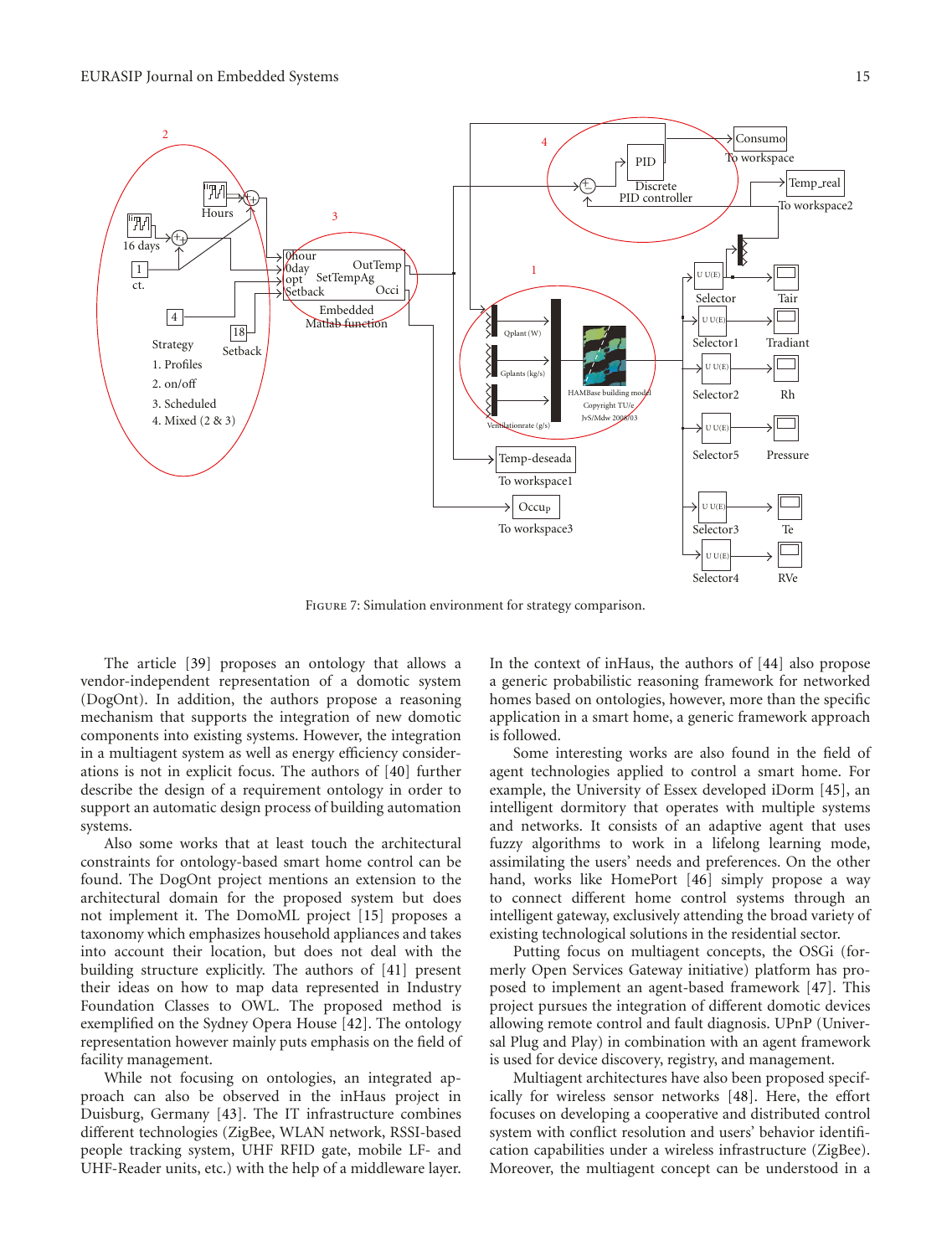Figure 7: Simulation environment for strategy comparison.

The article [39] proposes an ontology that allows a vendor-independent representation of a domotic system (DogOnt). In addition, the authors propose a reasoning mechanism that supports the integration of new domotic components into existing systems. However, the integration in a multiagent system as well as energy efficiency considerations is not in explicit focus. The authors of [40] further describe the design of a requirement ontology in order to support an automatic design process of building automation systems.

Also some works that at least touch the architectural constraints for ontology-based smart home control can be found. The DogOnt project mentions an extension to the architectural domain for the proposed system but does not implement it. The DomoML project [15] proposes a taxonomy which emphasizes household appliances and takes into account their location, but does not deal with the building structure explicitly. The authors of [41] present their ideas on how to map data represented in Industry Foundation Classes to OWL. The proposed method is exemplified on the Sydney Opera House [42]. The ontology representation however mainly puts emphasis on the field of facility management.

While not focusing on ontologies, an integrated approach can also be observed in the inHaus project in Duisburg, Germany [43]. The IT infrastructure combines different technologies (ZigBee, WLAN network, RSSI-based people tracking system, UHF RFID gate, mobile LF- and UHF-Reader units, etc.) with the help of a middleware layer. In the context of inHaus, the authors of [44] also propose a generic probabilistic reasoning framework for networked homes based on ontologies, however, more than the specific application in a smart home, a generic framework approach is followed.

Some interesting works are also found in the field of agent technologies applied to control a smart home. For example, the University of Essex developed iDorm [45], an intelligent dormitory that operates with multiple systems and networks. It consists of an adaptive agent that uses fuzzy algorithms to work in a lifelong learning mode, assimilating the users' needs and preferences. On the other hand, works like HomePort [46] simply propose a way to connect different home control systems through an intelligent gateway, exclusively attending the broad variety of existing technological solutions in the residential sector.

Putting focus on multiagent concepts, the OSGi (formerly Open Services Gateway initiative) platform has proposed to implement an agent-based framework [47]. This project pursues the integration of different domotic devices allowing remote control and fault diagnosis. UPnP (Universal Plug and Play) in combination with an agent framework is used for device discovery, registry, and management.

Multiagent architectures have also been proposed specifically for wireless sensor networks [48]. Here, the effort focuses on developing a cooperative and distributed control system with conflict resolution and users' behavior identification capabilities under a wireless infrastructure (ZigBee). Moreover, the multiagent concept can be understood in a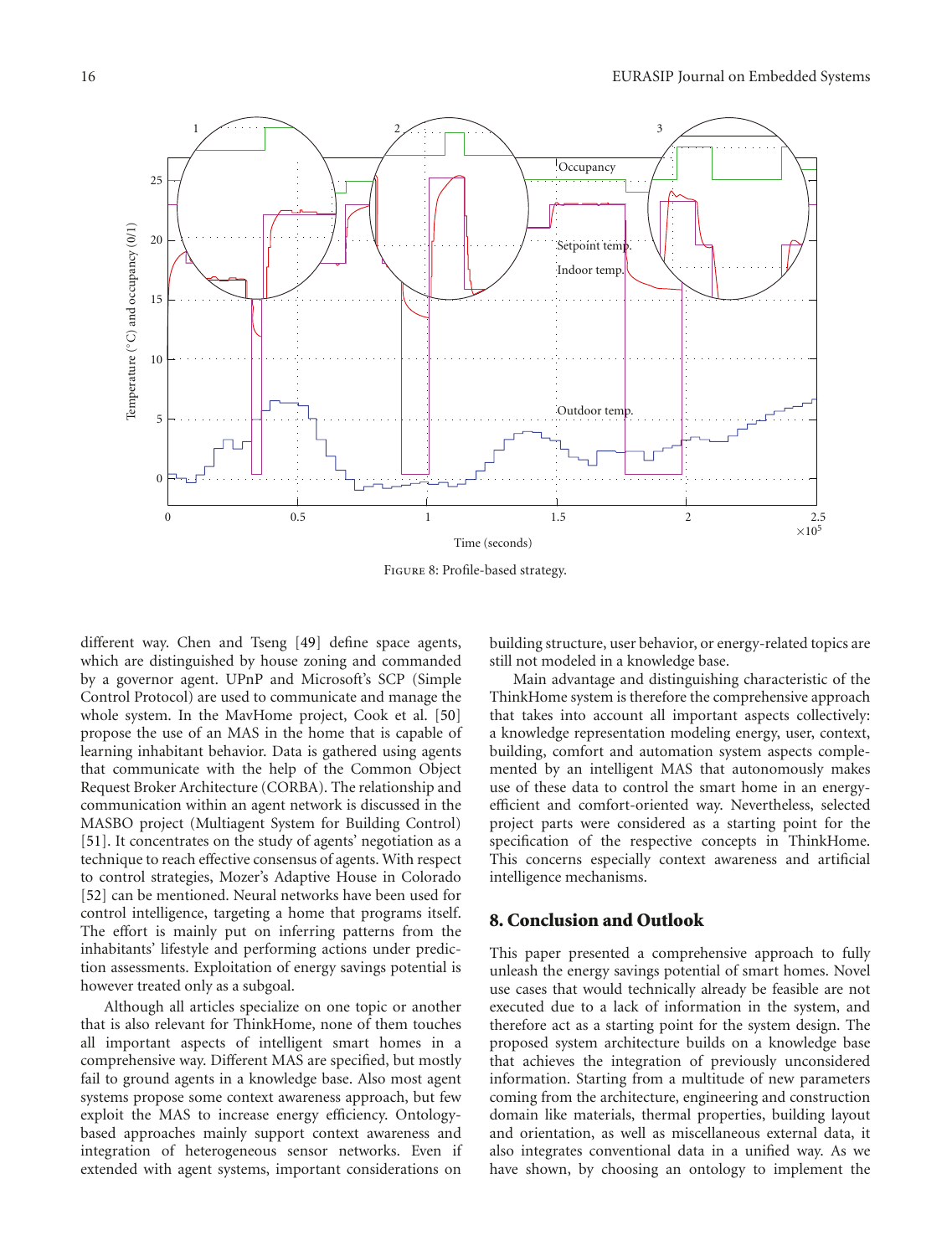FIGURE 8: Profile-based strategy.

different way. Chen and Tseng [49] define space agents, which are distinguished by house zoning and commanded by a governor agent. UPnP and Microsoft's SCP (Simple Control Protocol) are used to communicate and manage the whole system. In the MavHome project, Cook et al. [50] propose the use of an MAS in the home that is capable of learning inhabitant behavior. Data is gathered using agents that communicate with the help of the Common Object Request Broker Architecture (CORBA). The relationship and communication within an agent network is discussed in the MASBO project (Multiagent System for Building Control) [51]. It concentrates on the study of agents' negotiation as a technique to reach effective consensus of agents. With respect to control strategies, Mozer's Adaptive House in Colorado [52] can be mentioned. Neural networks have been used for control intelligence, targeting a home that programs itself. The effort is mainly put on inferring patterns from the inhabitants' lifestyle and performing actions under prediction assessments. Exploitation of energy savings potential is however treated only as a subgoal.

Although all articles specialize on one topic or another that is also relevant for ThinkHome, none of them touches all important aspects of intelligent smart homes in a comprehensive way. Different MAS are specified, but mostly fail to ground agents in a knowledge base. Also most agent systems propose some context awareness approach, but few exploit the MAS to increase energy efficiency. Ontology-based approaches mainly support context awareness and integration of heterogeneous sensor networks. Even if extended with agent systems, important considerations on building structure, user behavior, or energy-related topics are still not modeled in a knowledge base.

Main advantage and distinguishing characteristic of the ThinkHome system is therefore the comprehensive approach that takes into account all important aspects collectively: a knowledge representation modeling energy, user, context, building, comfort and automation system aspects complemented by an intelligent MAS that autonomously makes use of these data to control the smart home in an energy-efficient and comfort-oriented way. Nevertheless, selected project parts were considered as a starting point for the specification of the respective concepts in ThinkHome. This concerns especially context awareness and artificial intelligence mechanisms.

## 8. Conclusion and Outlook

This paper presented a comprehensive approach to fully unleash the energy savings potential of smart homes. Novel use cases that would technically already be feasible are not executed due to a lack of information in the system, and therefore act as a starting point for the system design. The proposed system architecture builds on a knowledge base that achieves the integration of previously unconsidered information. Starting from a multitude of new parameters coming from the architecture, engineering and construction domain like materials, thermal properties, building layout and orientation, as well as miscellaneous external data, it also integrates conventional data in a unified way. As we have shown, by choosing an ontology to implement the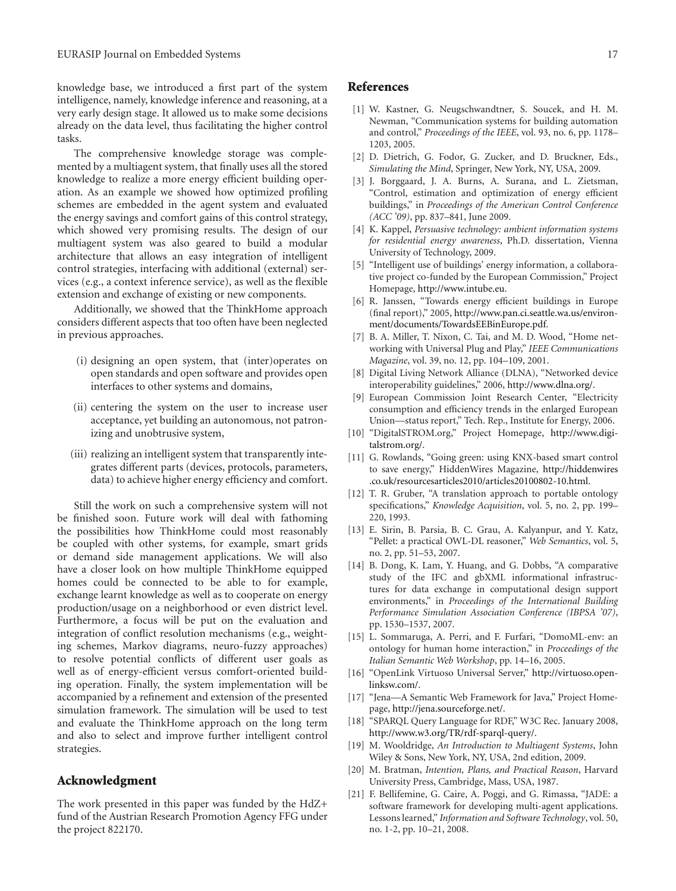knowledge base, we introduced a first part of the system intelligence, namely, knowledge inference and reasoning, at a very early design stage. It allowed us to make some decisions already on the data level, thus facilitating the higher control tasks.

The comprehensive knowledge storage was complemented by a multiagent system, that finally uses all the stored knowledge to realize a more energy efficient building operation. As an example we showed how optimized profiling schemes are embedded in the agent system and evaluated the energy savings and comfort gains of this control strategy, which showed very promising results. The design of our multiagent system was also geared to build a modular architecture that allows an easy integration of intelligent control strategies, interfacing with additional (external) services (e.g., a context inference service), as well as the flexible extension and exchange of existing or new components.

Additionally, we showed that the ThinkHome approach considers different aspects that too often have been neglected in previous approaches.

(i) designing an open system, that (inter)operates on open standards and open software and provides open interfaces to other systems and domains,

(ii) centering the system on the user to increase user acceptance, yet building an autonomous, not patronizing and unobtrusive system,

(iii) realizing an intelligent system that transparently integrates different parts (devices, protocols, parameters, data) to achieve higher energy efficiency and comfort.

Still the work on such a comprehensive system will not be finished soon. Future work will deal with fathoming the possibilities how ThinkHome could most reasonably be coupled with other systems, for example, smart grids or demand side management applications. We will also have a closer look on how multiple ThinkHome equipped homes could be connected to be able to for example, exchange learnt knowledge as well as to cooperate on energy production/usage on a neighborhood or even district level. Furthermore, a focus will be put on the evaluation and integration of conflict resolution mechanisms (e.g., weighting schemes, Markov diagrams, neuro-fuzzy approaches) to resolve potential conflicts of different user goals as well as of energy-efficient versus comfort-oriented building operation. Finally, the system implementation will be accompanied by a refinement and extension of the presented simulation framework. The simulation will be used to test and evaluate the ThinkHome approach on the long term and also to select and improve further intelligent control strategies.

## Acknowledgment

The work presented in this paper was funded by the HdZ+ fund of the Austrian Research Promotion Agency FFG under the project 822170.

## References

[1] W. Kastner, G. Neugschwandtner, S. Soucek, and H. M. Newman, "Communication systems for building automation and control," *Proceedings of the IEEE*, vol. 93, no. 6, pp. 1178–1203, 2005.

[2] D. Dietrich, G. Fodor, G. Zucker, and D. Bruckner, Eds., *Simulating the Mind*, Springer, New York, NY, USA, 2009.

[3] J. Borggaard, J. A. Burns, A. Surana, and L. Zietsman, "Control, estimation and optimization of energy efficient buildings," in *Proceedings of the American Control Conference (ACC '09)*, pp. 837–841, June 2009.

[4] K. Kappel, *Persuasive technology: ambient information systems for residential energy awareness*, Ph.D. dissertation, Vienna University of Technology, 2009.

[5] "Intelligent use of buildings' energy information, a collaborative project co-funded by the European Commission," Project Homepage, http://www.intube.eu.

[6] R. Janssen, "Towards energy efficient buildings in Europe (final report)," 2005, http://www.pan.ci.seattle.wa.us/environment/documents/TowardsEEBinEurope.pdf.

[7] B. A. Miller, T. Nixon, C. Tai, and M. D. Wood, "Home networking with Universal Plug and Play," *IEEE Communications Magazine*, vol. 39, no. 12, pp. 104–109, 2001.

[8] Digital Living Network Alliance (DLNA), "Networked device interoperability guidelines," 2006, http://www.dlna.org/.

[9] European Commission Joint Research Center, "Electricity consumption and efficiency trends in the enlarged European Union—status report," Tech. Rep., Institute for Energy, 2006.

[10] "DigitalSTROM.org," Project Homepage, http://www.digitalstrom.org/.

[11] G. Rowlands, "Going green: using KNX-based smart control to save energy," HiddenWires Magazine, http://hiddenwires.co.uk/resourcesarticles2010/articles20100802-10.html.

[12] T. R. Gruber, "A translation approach to portable ontology specifications," *Knowledge Acquisition*, vol. 5, no. 2, pp. 199–220, 1993.

[13] E. Sirin, B. Parsia, B. C. Grau, A. Kalyanpur, and Y. Katz, "Pellet: a practical OWL-DL reasoner," *Web Semantics*, vol. 5, no. 2, pp. 51–53, 2007.

[14] B. Dong, K. Lam, Y. Huang, and G. Dobbs, "A comparative study of the IFC and gbXML informational infrastructures for data exchange in computational design support environments," in *Proceedings of the International Building Performance Simulation Association Conference (IBPSA '07)*, pp. 1530–1537, 2007.

[15] L. Sommaruga, A. Perri, and F. Furfari, "DomoML-env: an ontology for human home interaction," in *Proceedings of the Italian Semantic Web Workshop*, pp. 14–16, 2005.

[16] "OpenLink Virtuoso Universal Server," http://virtuoso.openlinksw.com/.

[17] "Jena—A Semantic Web Framework for Java," Project Homepage, http://jena.sourceforge.net/.

[18] "SPARQL Query Language for RDF," W3C Rec. January 2008, http://www.w3.org/TR/rdf-sparql-query/.

[19] M. Wooldridge, *An Introduction to Multiagent Systems*, John Wiley & Sons, New York, NY, USA, 2nd edition, 2009.

[20] M. Bratman, *Intention, Plans, and Practical Reason*, Harvard University Press, Cambridge, Mass, USA, 1987.

[21] F. Bellifemine, G. Caire, A. Poggi, and G. Rimassa, "JADE: a software framework for developing multi-agent applications. Lessons learned," *Information and Software Technology*, vol. 50, no. 1-2, pp. 10–21, 2008.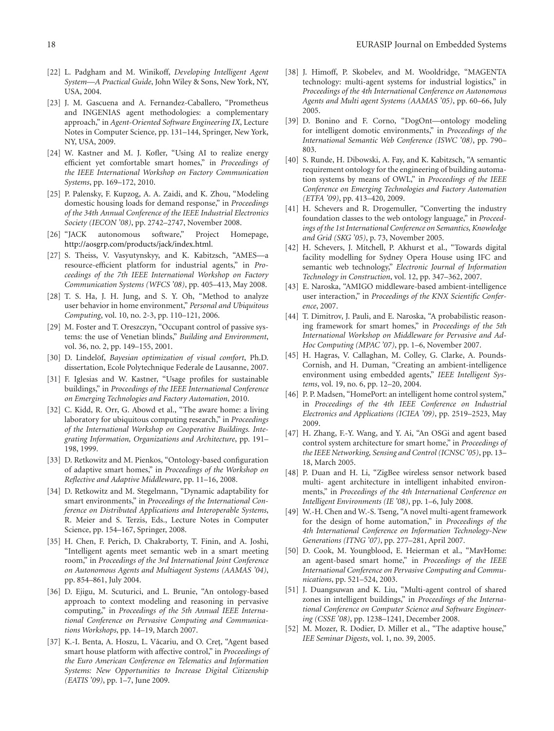[22] L. Padgham and M. Winikoff, *Developing Intelligent Agent System—A Practical Guide*, John Wiley & Sons, New York, NY, USA, 2004.

[23] J. M. Gascuena and A. Fernandez-Caballero, "Prometheus and INGENIAS agent methodologies: a complementary approach," in *Agent-Oriented Software Engineering IX*, Lecture Notes in Computer Science, pp. 131–144, Springer, New York, NY, USA, 2009.

[24] W. Kastner and M. J. Kofler, "Using AI to realize energy efficient yet comfortable smart homes," in *Proceedings of the IEEE International Workshop on Factory Communication Systems*, pp. 169–172, 2010.

[25] P. Palensky, F. Kupzog, A. A. Zaidi, and K. Zhou, "Modeling domestic housing loads for demand response," in *Proceedings of the 34th Annual Conference of the IEEE Industrial Electronics Society (IECON '08)*, pp. 2742–2747, November 2008.

[26] "JACK autonomous software," Project Homepage, http://aosgrp.com/products/jack/index.html.

[27] S. Theiss, V. Vasyutynskyy, and K. Kabitzsch, "AMES—a resource-efficient platform for industrial agents," in *Proceedings of the 7th IEEE International Workshop on Factory Communication Systems (WFCS '08)*, pp. 405–413, May 2008.

[28] T. S. Ha, J. H. Jung, and S. Y. Oh, "Method to analyze user behavior in home environment," *Personal and Ubiquitous Computing*, vol. 10, no. 2-3, pp. 110–121, 2006.

[29] M. Foster and T. Oreszczyn, "Occupant control of passive systems: the use of Venetian blinds," *Building and Environment*, vol. 36, no. 2, pp. 149–155, 2001.

[30] D. Lindelöf, *Bayesian optimization of visual comfort*, Ph.D. dissertation, Ecole Polytechnique Federale de Lausanne, 2007.

[31] F. Iglesias and W. Kastner, "Usage profiles for sustainable buildings," in *Proceedings of the IEEE International Conference on Emerging Technologies and Factory Automation*, 2010.

[32] C. Kidd, R. Orr, G. Abowd et al., "The aware home: a living laboratory for ubiquitous computing research," in *Proceedings of the International Workshop on Cooperative Buildings. Integrating Information, Organizations and Architecture*, pp. 191–198, 1999.

[33] D. Retkowitz and M. Pienkos, "Ontology-based configuration of adaptive smart homes," in *Proceedings of the Workshop on Reflective and Adaptive Middleware*, pp. 11–16, 2008.

[34] D. Retkowitz and M. Stegelmann, "Dynamic adaptability for smart environments," in *Proceedings of the International Conference on Distributed Applications and Interoperable Systems*, R. Meier and S. Terzis, Eds., Lecture Notes in Computer Science, pp. 154–167, Springer, 2008.

[35] H. Chen, F. Perich, D. Chakraborty, T. Finin, and A. Joshi, "Intelligent agents meet semantic web in a smart meeting room," in *Proceedings of the 3rd International Joint Conference on Autonomous Agents and Multiagent Systems (AAMAS '04)*, pp. 854–861, July 2004.

[36] D. Ejigu, M. Scuturici, and L. Brunie, "An ontology-based approach to context modeling and reasoning in pervasive computing," in *Proceedings of the 5th Annual IEEE International Conference on Pervasive Computing and Communications Workshops*, pp. 14–19, March 2007.

[37] K.-I. Benta, A. Hoszu, L. Văcariu, and O. Creţ, "Agent based smart house platform with affective control," in *Proceedings of the Euro American Conference on Telematics and Information Systems: New Opportunities to Increase Digital Citizenship (EATIS '09)*, pp. 1–7, June 2009.

[38] J. Himoff, P. Skobelev, and M. Wooldridge, "MAGENTA technology: multi-agent systems for industrial logistics," in *Proceedings of the 4th International Conference on Autonomous Agents and Multi agent Systems (AAMAS '05)*, pp. 60–66, July 2005.

[39] D. Bonino and F. Corno, "DogOnt—ontology modeling for intelligent domotic environments," in *Proceedings of the International Semantic Web Conference (ISWC '08)*, pp. 790–803.

[40] S. Runde, H. Dibowski, A. Fay, and K. Kabitzsch, "A semantic requirement ontology for the engineering of building automation systems by means of OWL," in *Proceedings of the IEEE Conference on Emerging Technologies and Factory Automation (ETFA '09)*, pp. 413–420, 2009.

[41] H. Schevers and R. Drogemuller, "Converting the industry foundation classes to the web ontology language," in *Proceedings of the 1st International Conference on Semantics, Knowledge and Grid (SKG '05)*, p. 73, November 2005.

[42] H. Schevers, J. Mitchell, P. Akhurst et al., "Towards digital facility modelling for Sydney Opera House using IFC and semantic web technology," *Electronic Journal of Information Technology in Construction*, vol. 12, pp. 347–362, 2007.

[43] E. Naroska, "AMIGO middleware-based ambient-intelligence user interaction," in *Proceedings of the KNX Scientific Conference*, 2007.

[44] T. Dimitrov, J. Pauli, and E. Naroska, "A probabilistic reasoning framework for smart homes," in *Proceedings of the 5th International Workshop on Middleware for Pervasive and Ad-Hoc Computing (MPAC '07)*, pp. 1–6, November 2007.

[45] H. Hagras, V. Callaghan, M. Colley, G. Clarke, A. Pounds-Cornish, and H. Duman, "Creating an ambient-intelligence environment using embedded agents," *IEEE Intelligent Systems*, vol. 19, no. 6, pp. 12–20, 2004.

[46] P. P. Madsen, "HomePort: an intelligent home control system," in *Proceedings of the 4th IEEE Conference on Industrial Electronics and Applications (ICIEA '09)*, pp. 2519–2523, May 2009.

[47] H. Zhang, F.-Y. Wang, and Y. Ai, "An OSGi and agent based control system architecture for smart home," in *Proceedings of the IEEE Networking, Sensing and Control (ICNSC '05)*, pp. 13–18, March 2005.

[48] P. Duan and H. Li, "ZigBee wireless sensor network based multi- agent architecture in intelligent inhabited environments," in *Proceedings of the 4th International Conference on Intelligent Environments (IE '08)*, pp. 1–6, July 2008.

[49] W.-H. Chen and W.-S. Tseng, "A novel multi-agent framework for the design of home automation," in *Proceedings of the 4th International Conference on Information Technology-New Generations (ITNG '07)*, pp. 277–281, April 2007.

[50] D. Cook, M. Youngblood, E. Heierman et al., "MavHome: an agent-based smart home," in *Proceedings of the IEEE International Conference on Pervasive Computing and Communications*, pp. 521–524, 2003.

[51] J. Duangsuwan and K. Liu, "Multi-agent control of shared zones in intelligent buildings," in *Proceedings of the International Conference on Computer Science and Software Engineering (CSSE '08)*, pp. 1238–1241, December 2008.

[52] M. Mozer, R. Dodier, D. Miller et al., "The adaptive house," *IEE Seminar Digests*, vol. 1, no. 39, 2005.